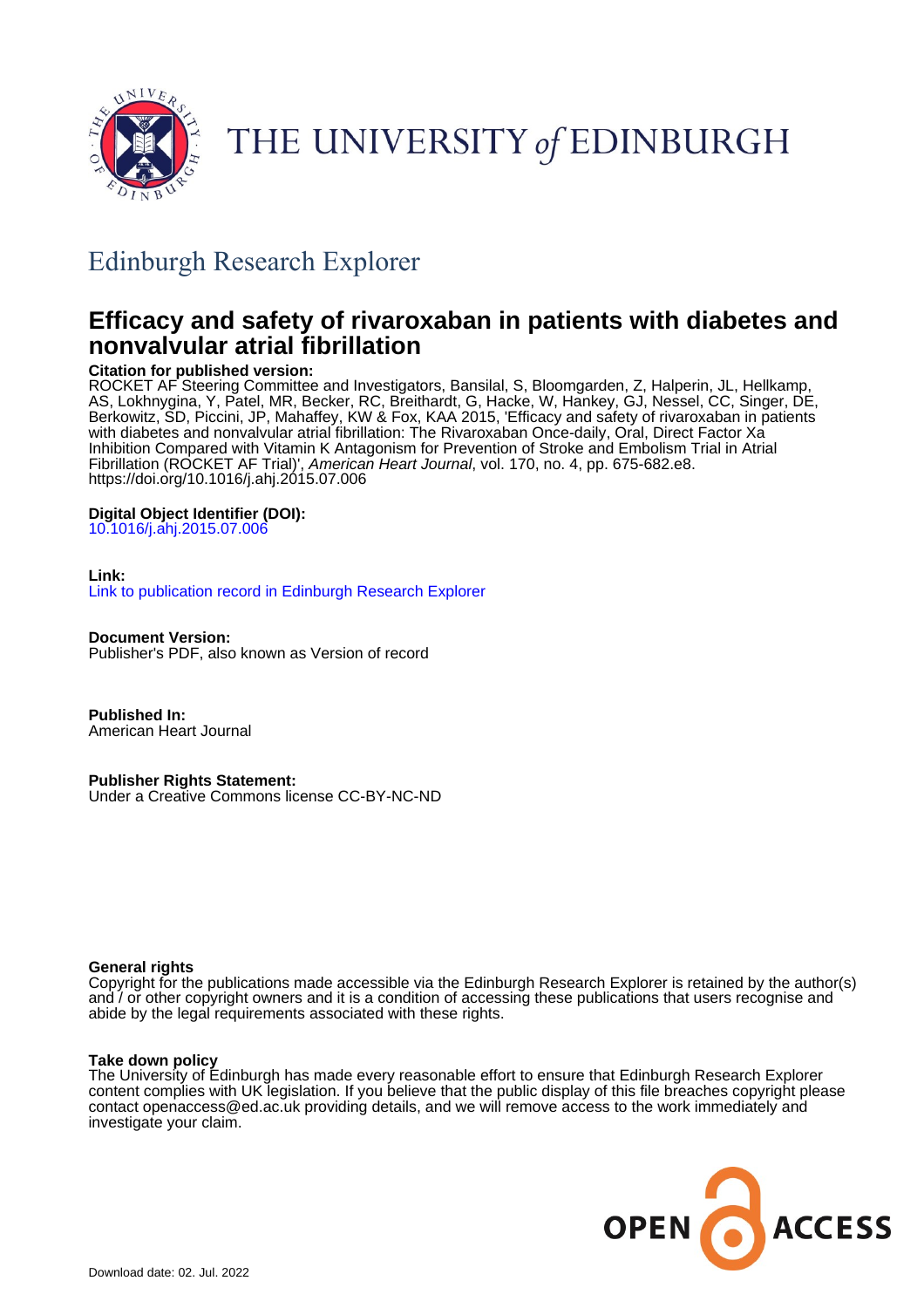THE UNIVERSITY *of* EDINBURGH

## Edinburgh Research Explorer

# Efficacy and safety of rivaroxaban in patients with diabetes and nonvalvular atrial fibrillation

**Citation for published version:**
ROCKET AF Steering Committee and Investigators, Bansilal, S, Bloomgarden, Z, Halperin, JL, Hellkamp, AS, Lokhnygina, Y, Patel, MR, Becker, RC, Breithardt, G, Hacke, W, Hankey, GJ, Nessel, CC, Singer, DE, Berkowitz, SD, Piccini, JP, Mahaffey, KW & Fox, KAA 2015, 'Efficacy and safety of rivaroxaban in patients with diabetes and nonvalvular atrial fibrillation: The Rivaroxaban Once-daily, Oral, Direct Factor Xa Inhibition Compared with Vitamin K Antagonism for Prevention of Stroke and Embolism Trial in Atrial Fibrillation (ROCKET AF Trial)', *American Heart Journal*, vol. 170, no. 4, pp. 675-682.e8. https://doi.org/10.1016/j.ahj.2015.07.006

**Digital Object Identifier (DOI):**
10.1016/j.ahj.2015.07.006

**Link:**
Link to publication record in Edinburgh Research Explorer

**Document Version:**
Publisher's PDF, also known as Version of record

**Published In:**
American Heart Journal

**Publisher Rights Statement:**
Under a Creative Commons license CC-BY-NC-ND

**General rights**
Copyright for the publications made accessible via the Edinburgh Research Explorer is retained by the author(s) and / or other copyright owners and it is a condition of accessing these publications that users recognise and abide by the legal requirements associated with these rights.

**Take down policy**
The University of Edinburgh has made every reasonable effort to ensure that Edinburgh Research Explorer content complies with UK legislation. If you believe that the public display of this file breaches copyright please contact openaccess@ed.ac.uk providing details, and we will remove access to the work immediately and investigate your claim.

OPEN ACCESS

Download date: 02. Jul. 2022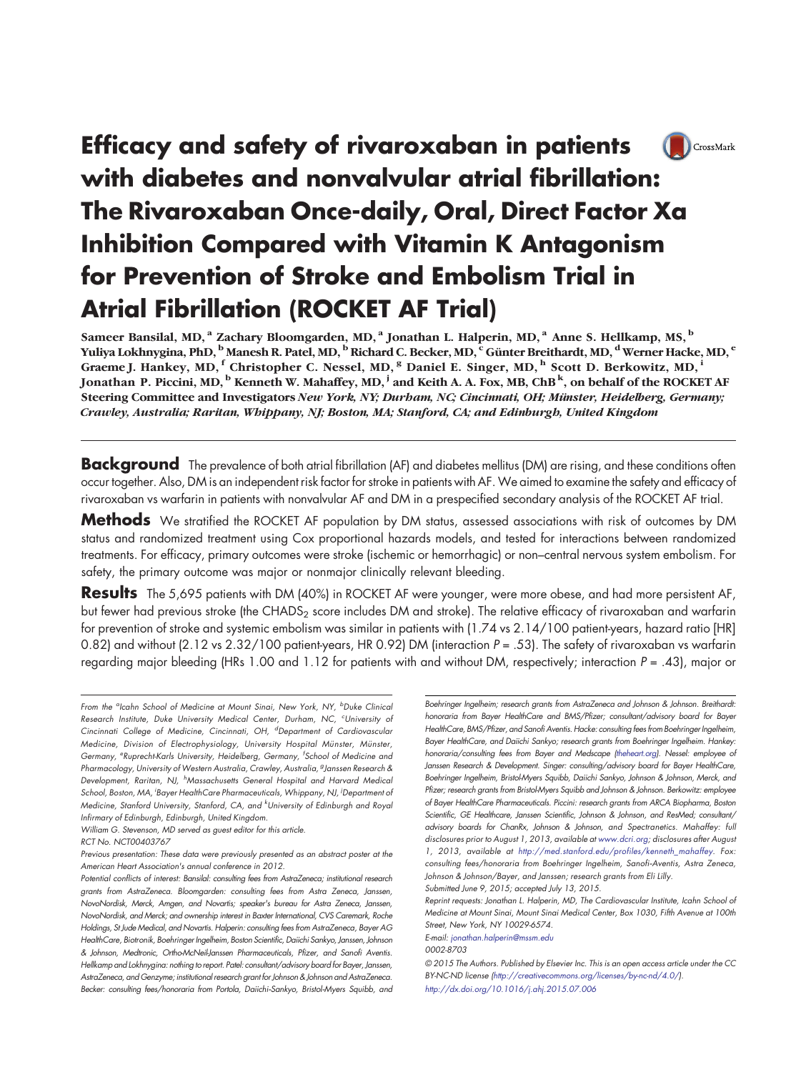# Efficacy and safety of rivaroxaban in patients with diabetes and nonvalvular atrial fibrillation: The Rivaroxaban Once-daily, Oral, Direct Factor Xa Inhibition Compared with Vitamin K Antagonism for Prevention of Stroke and Embolism Trial in Atrial Fibrillation (ROCKET AF Trial)

**Sameer Bansilal, MD,[a] Zachary Bloomgarden, MD,[a] Jonathan L. Halperin, MD,[a] Anne S. Hellkamp, MS,[b] Yuliya Lokhnygina, PhD,[b] Manesh R. Patel, MD,[b] Richard C. Becker, MD,[c] Günter Breithardt, MD,[d] Werner Hacke, MD,[e] Graeme J. Hankey, MD,[f] Christopher C. Nessel, MD,[g] Daniel E. Singer, MD,[h] Scott D. Berkowitz, MD,[i] Jonathan P. Piccini, MD,[b] Kenneth W. Mahaffey, MD,[j] and Keith A. A. Fox, MB, ChB[k], on behalf of the ROCKET AF Steering Committee and Investigators** *New York, NY; Durham, NC; Cincinnati, OH; Münster, Heidelberg, Germany; Crawley, Australia; Raritan, Whippany, NJ; Boston, MA; Stanford, CA; and Edinburgh, United Kingdom*

**Background** The prevalence of both atrial fibrillation (AF) and diabetes mellitus (DM) are rising, and these conditions often occur together. Also, DM is an independent risk factor for stroke in patients with AF. We aimed to examine the safety and efficacy of rivaroxaban vs warfarin in patients with nonvalvular AF and DM in a prespecified secondary analysis of the ROCKET AF trial.

**Methods** We stratified the ROCKET AF population by DM status, assessed associations with risk of outcomes by DM status and randomized treatment using Cox proportional hazards models, and tested for interactions between randomized treatments. For efficacy, primary outcomes were stroke (ischemic or hemorrhagic) or non–central nervous system embolism. For safety, the primary outcome was major or nonmajor clinically relevant bleeding.

**Results** The 5,695 patients with DM (40%) in ROCKET AF were younger, were more obese, and had more persistent AF, but fewer had previous stroke (the $CHADS_2$ score includes DM and stroke). The relative efficacy of rivaroxaban and warfarin for prevention of stroke and systemic embolism was similar in patients with (1.74 vs 2.14/100 patient-years, hazard ratio [HR] 0.82) and without (2.12 vs 2.32/100 patient-years, HR 0.92) DM (interaction $P$ = .53). The safety of rivaroxaban vs warfarin regarding major bleeding (HRs 1.00 and 1.12 for patients with and without DM, respectively; interaction $P$ = .43), major or

From the [a]Icahn School of Medicine at Mount Sinai, New York, NY, [b]Duke Clinical Research Institute, Duke University Medical Center, Durham, NC, [c]University of Cincinnati College of Medicine, Cincinnati, OH, [d]Department of Cardiovascular Medicine, Division of Electrophysiology, University Hospital Münster, Münster, Germany, [e]Ruprecht-Karls University, Heidelberg, Germany, [f]School of Medicine and Pharmacology, University of Western Australia, Crawley, Australia, [g]Janssen Research & Development, Raritan, NJ, [h]Massachusetts General Hospital and Harvard Medical School, Boston, MA, [i]Bayer HealthCare Pharmaceuticals, Whippany, NJ, [j]Department of Medicine, Stanford University, Stanford, CA, and [k]University of Edinburgh and Royal Infirmary of Edinburgh, Edinburgh, United Kingdom.

William G. Stevenson, MD served as guest editor for this article.

RCT No. NCT00403767

Previous presentation: These data were previously presented as an abstract poster at the American Heart Association's annual conference in 2012.

Potential conflicts of interest: Bansilal: consulting fees from AstraZeneca; institutional research grants from AstraZeneca. Bloomgarden: consulting fees from Astra Zeneca, Janssen, NovoNordisk, Merck, Amgen, and Novartis; speaker's bureau for Astra Zeneca, Janssen, NovoNordisk, and Merck; and ownership interest in Baxter International, CVS Caremark, Roche Holdings, St Jude Medical, and Novartis. Halperin: consulting fees from AstraZeneca, Bayer AG HealthCare, Biotronik, Boehringer Ingelheim, Boston Scientific, Daiichi Sankyo, Janssen, Johnson & Johnson, Medtronic, Ortho-McNeil-Janssen Pharmaceuticals, Pfizer, and Sanofi Aventis. Hellkamp and Lokhnygina: nothing to report. Patel: consultant/advisory board for Bayer, Janssen, AstraZeneca, and Genzyme; institutional research grant for Johnson & Johnson and AstraZeneca. Becker: consulting fees/honoraria from Portola, Daiichi-Sankyo, Bristol-Myers Squibb, and Boehringer Ingelheim; research grants from AstraZeneca and Johnson & Johnson. Breithardt: honoraria from Bayer HealthCare and BMS/Pfizer; consultant/advisory board for Bayer HealthCare, BMS/Pfizer, and Sanofi Aventis. Hacke: consulting fees from Boehringer Ingelheim, Bayer HealthCare, and Daiichi Sankyo; research grants from Boehringer Ingelheim. Hankey: honoraria/consulting fees from Bayer and Medscape (theheart.org). Nessel: employee of Janssen Research & Development. Singer: consulting/advisory board for Bayer HealthCare, Boehringer Ingelheim, Bristol-Myers Squibb, Daiichi Sankyo, Johnson & Johnson, Merck, and Pfizer; research grants from Bristol-Myers Squibb and Johnson & Johnson. Berkowitz: employee of Bayer HealthCare Pharmaceuticals. Piccini: research grants from ARCA Biopharma, Boston Scientific, GE Healthcare, Janssen Scientific, Johnson & Johnson, and ResMed; consultant/advisory boards for ChanRx, Johnson & Johnson, and Spectranetics. Mahaffey: full disclosures prior to August 1, 2013, available at www.dcri.org; disclosures after August 1, 2013, available at http://med.stanford.edu/profiles/kenneth_mahaffey. Fox: consulting fees/honoraria from Boehringer Ingelheim, Sanofi-Aventis, Astra Zeneca, Johnson & Johnson/Bayer, and Janssen; research grants from Eli Lilly.

Submitted June 9, 2015; accepted July 13, 2015.

Reprint requests: Jonathan L. Halperin, MD, The Cardiovascular Institute, Icahn School of Medicine at Mount Sinai, Mount Sinai Medical Center, Box 1030, Fifth Avenue at 100th Street, New York, NY 10029-6574.

E-mail: jonathan.halperin@mssm.edu

0002-8703

© 2015 The Authors. Published by Elsevier Inc. This is an open access article under the CC BY-NC-ND license (http://creativecommons.org/licenses/by-nc-nd/4.0/).

http://dx.doi.org/10.1016/j.ahj.2015.07.006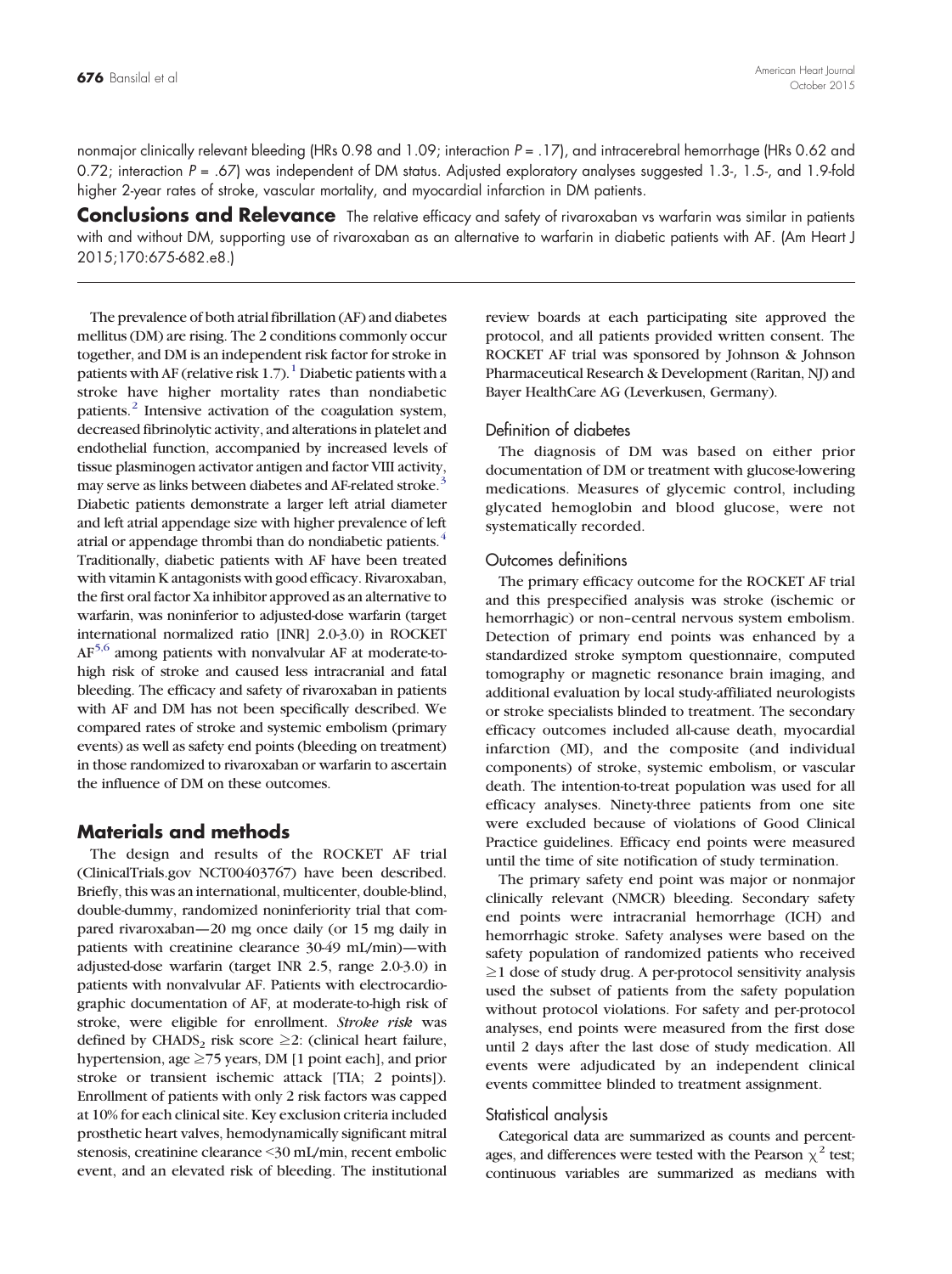nonmajor clinically relevant bleeding (HRs 0.98 and 1.09; interaction $P = .17$), and intracerebral hemorrhage (HRs 0.62 and 0.72; interaction $P = .67$) was independent of DM status. Adjusted exploratory analyses suggested 1.3-, 1.5-, and 1.9-fold higher 2-year rates of stroke, vascular mortality, and myocardial infarction in DM patients.

**Conclusions and Relevance** The relative efficacy and safety of rivaroxaban vs warfarin was similar in patients with and without DM, supporting use of rivaroxaban as an alternative to warfarin in diabetic patients with AF. (Am Heart J 2015;170:675-682.e8.)

The prevalence of both atrial fibrillation (AF) and diabetes mellitus (DM) are rising. The 2 conditions commonly occur together, and DM is an independent risk factor for stroke in patients with AF (relative risk 1.7).[1] Diabetic patients with a stroke have higher mortality rates than nondiabetic patients.[2] Intensive activation of the coagulation system, decreased fibrinolytic activity, and alterations in platelet and endothelial function, accompanied by increased levels of tissue plasminogen activator antigen and factor VIII activity, may serve as links between diabetes and AF-related stroke.[3] Diabetic patients demonstrate a larger left atrial diameter and left atrial appendage size with higher prevalence of left atrial or appendage thrombi than do nondiabetic patients.[4] Traditionally, diabetic patients with AF have been treated with vitamin K antagonists with good efficacy. Rivaroxaban, the first oral factor Xa inhibitor approved as an alternative to warfarin, was noninferior to adjusted-dose warfarin (target international normalized ratio [INR] 2.0-3.0) in ROCKET AF[5,6] among patients with nonvalvular AF at moderate-to-high risk of stroke and caused less intracranial and fatal bleeding. The efficacy and safety of rivaroxaban in patients with AF and DM has not been specifically described. We compared rates of stroke and systemic embolism (primary events) as well as safety end points (bleeding on treatment) in those randomized to rivaroxaban or warfarin to ascertain the influence of DM on these outcomes.

## Materials and methods

The design and results of the ROCKET AF trial (ClinicalTrials.gov NCT00403767) have been described. Briefly, this was an international, multicenter, double-blind, double-dummy, randomized noninferiority trial that compared rivaroxaban—20 mg once daily (or 15 mg daily in patients with creatinine clearance 30-49 mL/min)—with adjusted-dose warfarin (target INR 2.5, range 2.0-3.0) in patients with nonvalvular AF. Patients with electrocardiographic documentation of AF, at moderate-to-high risk of stroke, were eligible for enrollment. *Stroke risk* was defined by $CHADS_2$ risk score ≥2: (clinical heart failure, hypertension, age ≥75 years, DM [1 point each], and prior stroke or transient ischemic attack [TIA; 2 points]). Enrollment of patients with only 2 risk factors was capped at 10% for each clinical site. Key exclusion criteria included prosthetic heart valves, hemodynamically significant mitral stenosis, creatinine clearance <30 mL/min, recent embolic event, and an elevated risk of bleeding. The institutional review boards at each participating site approved the protocol, and all patients provided written consent. The ROCKET AF trial was sponsored by Johnson & Johnson Pharmaceutical Research & Development (Raritan, NJ) and Bayer HealthCare AG (Leverkusen, Germany).

### Definition of diabetes

The diagnosis of DM was based on either prior documentation of DM or treatment with glucose-lowering medications. Measures of glycemic control, including glycated hemoglobin and blood glucose, were not systematically recorded.

### Outcomes definitions

The primary efficacy outcome for the ROCKET AF trial and this prespecified analysis was stroke (ischemic or hemorrhagic) or non–central nervous system embolism. Detection of primary end points was enhanced by a standardized stroke symptom questionnaire, computed tomography or magnetic resonance brain imaging, and additional evaluation by local study-affiliated neurologists or stroke specialists blinded to treatment. The secondary efficacy outcomes included all-cause death, myocardial infarction (MI), and the composite (and individual components) of stroke, systemic embolism, or vascular death. The intention-to-treat population was used for all efficacy analyses. Ninety-three patients from one site were excluded because of violations of Good Clinical Practice guidelines. Efficacy end points were measured until the time of site notification of study termination.

The primary safety end point was major or nonmajor clinically relevant (NMCR) bleeding. Secondary safety end points were intracranial hemorrhage (ICH) and hemorrhagic stroke. Safety analyses were based on the safety population of randomized patients who received ≥1 dose of study drug. A per-protocol sensitivity analysis used the subset of patients from the safety population without protocol violations. For safety and per-protocol analyses, end points were measured from the first dose until 2 days after the last dose of study medication. All events were adjudicated by an independent clinical events committee blinded to treatment assignment.

### Statistical analysis

Categorical data are summarized as counts and percentages, and differences were tested with the Pearson $\chi^2$ test; continuous variables are summarized as medians with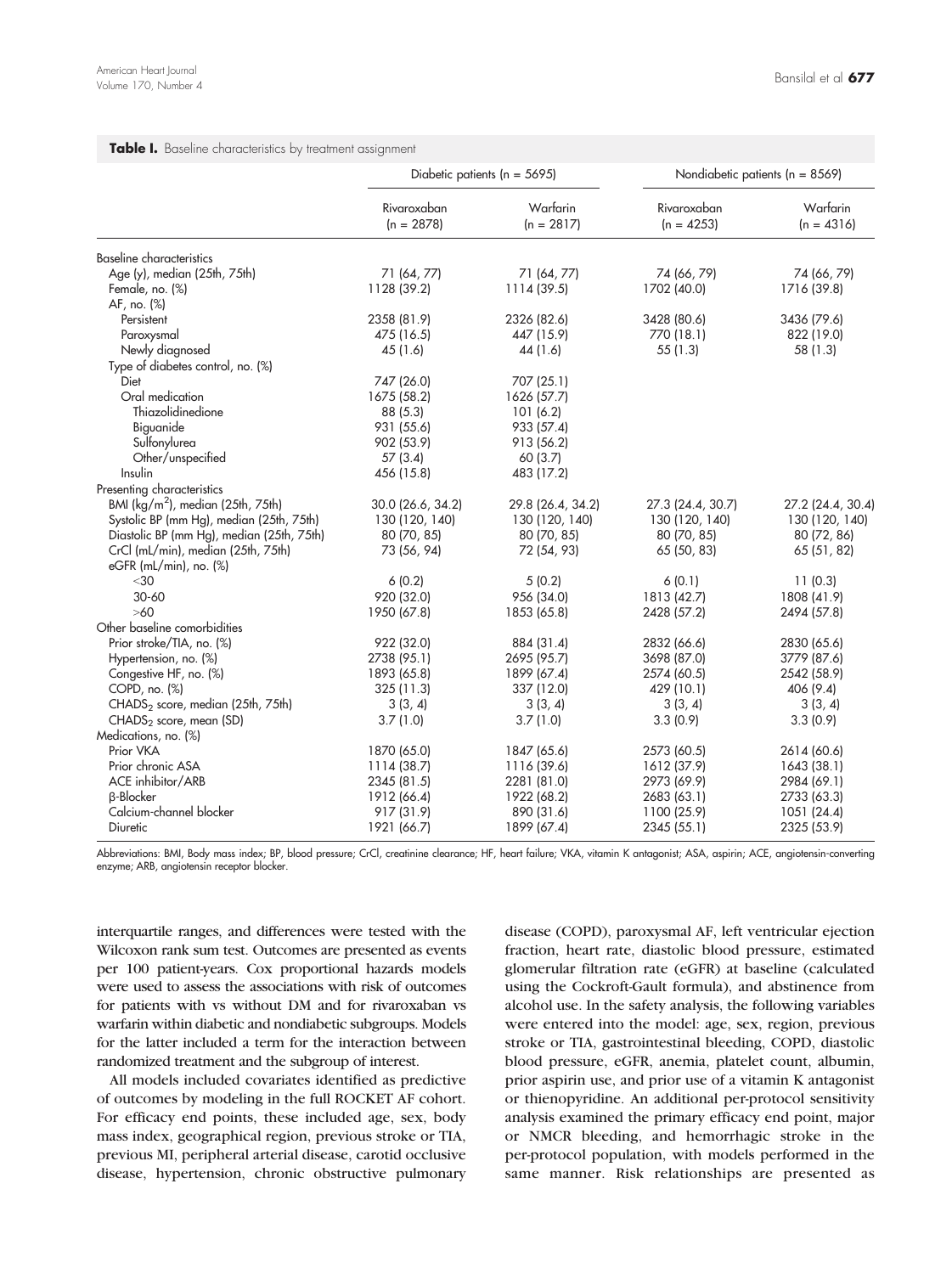**Table I.** Baseline characteristics by treatment assignment

| | Diabetic patients (n = 5695) | | Nondiabetic patients (n = 8569) | |
|---|---|---|---|---|
| | Rivaroxaban (n = 2878) | Warfarin (n = 2817) | Rivaroxaban (n = 4253) | Warfarin (n = 4316) |
| Baseline characteristics | | | | |
| Age (y), median (25th, 75th) | 71 (64, 77) | 71 (64, 77) | 74 (66, 79) | 74 (66, 79) |
| Female, no. (%) | 1128 (39.2) | 1114 (39.5) | 1702 (40.0) | 1716 (39.8) |
| AF, no. (%) | | | | |
| Persistent | 2358 (81.9) | 2326 (82.6) | 3428 (80.6) | 3436 (79.6) |
| Paroxysmal | 475 (16.5) | 447 (15.9) | 770 (18.1) | 822 (19.0) |
| Newly diagnosed | 45 (1.6) | 44 (1.6) | 55 (1.3) | 58 (1.3) |
| Type of diabetes control, no. (%) | | | | |
| Diet | 747 (26.0) | 707 (25.1) | | |
| Oral medication | 1675 (58.2) | 1626 (57.7) | | |
| Thiazolidinedione | 88 (5.3) | 101 (6.2) | | |
| Biguanide | 931 (55.6) | 933 (57.4) | | |
| Sulfonylurea | 902 (53.9) | 913 (56.2) | | |
| Other/unspecified | 57 (3.4) | 60 (3.7) | | |
| Insulin | 456 (15.8) | 483 (17.2) | | |
| Presenting characteristics | | | | |
| BMI (kg/m$^2$), median (25th, 75th) | 30.0 (26.6, 34.2) | 29.8 (26.4, 34.2) | 27.3 (24.4, 30.7) | 27.2 (24.4, 30.4) |
| Systolic BP (mm Hg), median (25th, 75th) | 130 (120, 140) | 130 (120, 140) | 130 (120, 140) | 130 (120, 140) |
| Diastolic BP (mm Hg), median (25th, 75th) | 80 (70, 85) | 80 (70, 85) | 80 (70, 85) | 80 (72, 86) |
| CrCl (mL/min), median (25th, 75th) | 73 (56, 94) | 72 (54, 93) | 65 (50, 83) | 65 (51, 82) |
| eGFR (mL/min), no. (%) | | | | |
| <30 | 6 (0.2) | 5 (0.2) | 6 (0.1) | 11 (0.3) |
| 30-60 | 920 (32.0) | 956 (34.0) | 1813 (42.7) | 1808 (41.9) |
| >60 | 1950 (67.8) | 1853 (65.8) | 2428 (57.2) | 2494 (57.8) |
| Other baseline comorbidities | | | | |
| Prior stroke/TIA, no. (%) | 922 (32.0) | 884 (31.4) | 2832 (66.6) | 2830 (65.6) |
| Hypertension, no. (%) | 2738 (95.1) | 2695 (95.7) | 3698 (87.0) | 3779 (87.6) |
| Congestive HF, no. (%) | 1893 (65.8) | 1899 (67.4) | 2574 (60.5) | 2542 (58.9) |
| COPD, no. (%) | 325 (11.3) | 337 (12.0) | 429 (10.1) | 406 (9.4) |
| CHADS$_2$ score, median (25th, 75th) | 3 (3, 4) | 3 (3, 4) | 3 (3, 4) | 3 (3, 4) |
| CHADS$_2$ score, mean (SD) | 3.7 (1.0) | 3.7 (1.0) | 3.3 (0.9) | 3.3 (0.9) |
| Medications, no. (%) | | | | |
| Prior VKA | 1870 (65.0) | 1847 (65.6) | 2573 (60.5) | 2614 (60.6) |
| Prior chronic ASA | 1114 (38.7) | 1116 (39.6) | 1612 (37.9) | 1643 (38.1) |
| ACE inhibitor/ARB | 2345 (81.5) | 2281 (81.0) | 2973 (69.9) | 2984 (69.1) |
| β-Blocker | 1912 (66.4) | 1922 (68.2) | 2683 (63.1) | 2733 (63.3) |
| Calcium-channel blocker | 917 (31.9) | 890 (31.6) | 1100 (25.9) | 1051 (24.4) |
| Diuretic | 1921 (66.7) | 1899 (67.4) | 2345 (55.1) | 2325 (53.9) |

Abbreviations: BMI, Body mass index; BP, blood pressure; CrCl, creatinine clearance; HF, heart failure; VKA, vitamin K antagonist; ASA, aspirin; ACE, angiotensin-converting enzyme; ARB, angiotensin receptor blocker.

interquartile ranges, and differences were tested with the Wilcoxon rank sum test. Outcomes are presented as events per 100 patient-years. Cox proportional hazards models were used to assess the associations with risk of outcomes for patients with vs without DM and for rivaroxaban vs warfarin within diabetic and nondiabetic subgroups. Models for the latter included a term for the interaction between randomized treatment and the subgroup of interest.

All models included covariates identified as predictive of outcomes by modeling in the full ROCKET AF cohort. For efficacy end points, these included age, sex, body mass index, geographical region, previous stroke or TIA, previous MI, peripheral arterial disease, carotid occlusive disease, hypertension, chronic obstructive pulmonary disease (COPD), paroxysmal AF, left ventricular ejection fraction, heart rate, diastolic blood pressure, estimated glomerular filtration rate (eGFR) at baseline (calculated using the Cockroft-Gault formula), and abstinence from alcohol use. In the safety analysis, the following variables were entered into the model: age, sex, region, previous stroke or TIA, gastrointestinal bleeding, COPD, diastolic blood pressure, eGFR, anemia, platelet count, albumin, prior aspirin use, and prior use of a vitamin K antagonist or thienopyridine. An additional per-protocol sensitivity analysis examined the primary efficacy end point, major or NMCR bleeding, and hemorrhagic stroke in the per-protocol population, with models performed in the same manner. Risk relationships are presented as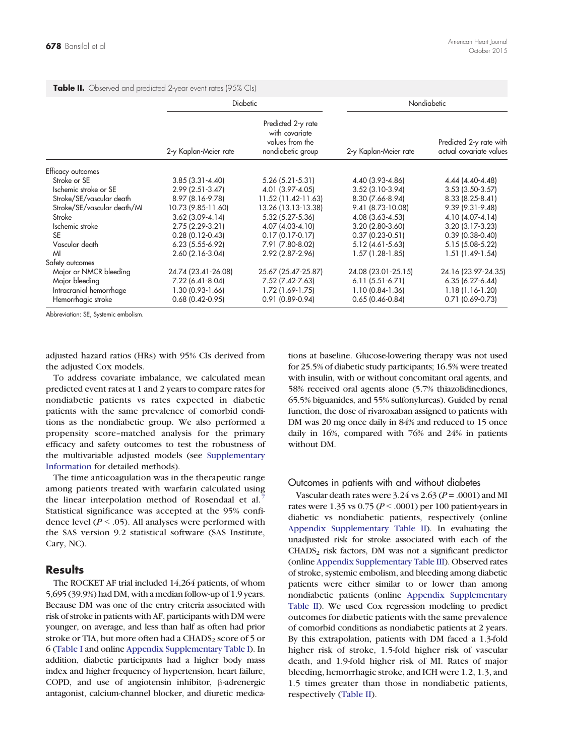**Table II.** Observed and predicted 2-year event rates (95% CIs)

| | Diabetic | | Nondiabetic | |
|---|---|---|---|---|
| | 2-y Kaplan-Meier rate | Predicted 2-y rate with covariate values from the nondiabetic group | 2-y Kaplan-Meier rate | Predicted 2-y rate with actual covariate values |
| Efficacy outcomes | | | | |
| Stroke or SE | 3.85 (3.31-4.40) | 5.26 (5.21-5.31) | 4.40 (3.93-4.86) | 4.44 (4.40-4.48) |
| Ischemic stroke or SE | 2.99 (2.51-3.47) | 4.01 (3.97-4.05) | 3.52 (3.10-3.94) | 3.53 (3.50-3.57) |
| Stroke/SE/vascular death | 8.97 (8.16-9.78) | 11.52 (11.42-11.63) | 8.30 (7.66-8.94) | 8.33 (8.25-8.41) |
| Stroke/SE/vascular death/MI | 10.73 (9.85-11.60) | 13.26 (13.13-13.38) | 9.41 (8.73-10.08) | 9.39 (9.31-9.48) |
| Stroke | 3.62 (3.09-4.14) | 5.32 (5.27-5.36) | 4.08 (3.63-4.53) | 4.10 (4.07-4.14) |
| Ischemic stroke | 2.75 (2.29-3.21) | 4.07 (4.03-4.10) | 3.20 (2.80-3.60) | 3.20 (3.17-3.23) |
| SE | 0.28 (0.12-0.43) | 0.17 (0.17-0.17) | 0.37 (0.23-0.51) | 0.39 (0.38-0.40) |
| Vascular death | 6.23 (5.55-6.92) | 7.91 (7.80-8.02) | 5.12 (4.61-5.63) | 5.15 (5.08-5.22) |
| MI | 2.60 (2.16-3.04) | 2.92 (2.87-2.96) | 1.57 (1.28-1.85) | 1.51 (1.49-1.54) |
| Safety outcomes | | | | |
| Major or NMCR bleeding | 24.74 (23.41-26.08) | 25.67 (25.47-25.87) | 24.08 (23.01-25.15) | 24.16 (23.97-24.35) |
| Major bleeding | 7.22 (6.41-8.04) | 7.52 (7.42-7.63) | 6.11 (5.51-6.71) | 6.35 (6.27-6.44) |
| Intracranial hemorrhage | 1.30 (0.93-1.66) | 1.72 (1.69-1.75) | 1.10 (0.84-1.36) | 1.18 (1.16-1.20) |
| Hemorrhagic stroke | 0.68 (0.42-0.95) | 0.91 (0.89-0.94) | 0.65 (0.46-0.84) | 0.71 (0.69-0.73) |

Abbreviation: SE, Systemic embolism.

adjusted hazard ratios (HRs) with 95% CIs derived from the adjusted Cox models.

To address covariate imbalance, we calculated mean predicted event rates at 1 and 2 years to compare rates for nondiabetic patients vs rates expected in diabetic patients with the same prevalence of comorbid conditions as the nondiabetic group. We also performed a propensity score–matched analysis for the primary efficacy and safety outcomes to test the robustness of the multivariable adjusted models (see Supplementary Information for detailed methods).

The time anticoagulation was in the therapeutic range among patients treated with warfarin calculated using the linear interpolation method of Rosendaal et al.[7] Statistical significance was accepted at the 95% confidence level ($P < .05$). All analyses were performed with the SAS version 9.2 statistical software (SAS Institute, Cary, NC).

## Results

The ROCKET AF trial included 14,264 patients, of whom 5,695 (39.9%) had DM, with a median follow-up of 1.9 years. Because DM was one of the entry criteria associated with risk of stroke in patients with AF, participants with DM were younger, on average, and less than half as often had prior stroke or TIA, but more often had a $CHADS_2$ score of 5 or 6 (Table I and online Appendix Supplementary Table I). In addition, diabetic participants had a higher body mass index and higher frequency of hypertension, heart failure, COPD, and use of angiotensin inhibitor, β-adrenergic antagonist, calcium-channel blocker, and diuretic medications at baseline. Glucose-lowering therapy was not used for 25.5% of diabetic study participants; 16.5% were treated with insulin, with or without concomitant oral agents, and 58% received oral agents alone (5.7% thiazolidinediones, 65.5% biguanides, and 55% sulfonylureas). Guided by renal function, the dose of rivaroxaban assigned to patients with DM was 20 mg once daily in 84% and reduced to 15 once daily in 16%, compared with 76% and 24% in patients without DM.

### Outcomes in patients with and without diabetes

Vascular death rates were 3.24 vs 2.63 ($P = .0001$) and MI rates were 1.35 vs 0.75 ($P < .0001$) per 100 patient-years in diabetic vs nondiabetic patients, respectively (online Appendix Supplementary Table II). In evaluating the unadjusted risk for stroke associated with each of the $CHADS_2$ risk factors, DM was not a significant predictor (online Appendix Supplementary Table III). Observed rates of stroke, systemic embolism, and bleeding among diabetic patients were either similar to or lower than among nondiabetic patients (online Appendix Supplementary Table II). We used Cox regression modeling to predict outcomes for diabetic patients with the same prevalence of comorbid conditions as nondiabetic patients at 2 years. By this extrapolation, patients with DM faced a 1.3-fold higher risk of stroke, 1.5-fold higher risk of vascular death, and 1.9-fold higher risk of MI. Rates of major bleeding, hemorrhagic stroke, and ICH were 1.2, 1.3, and 1.5 times greater than those in nondiabetic patients, respectively (Table II).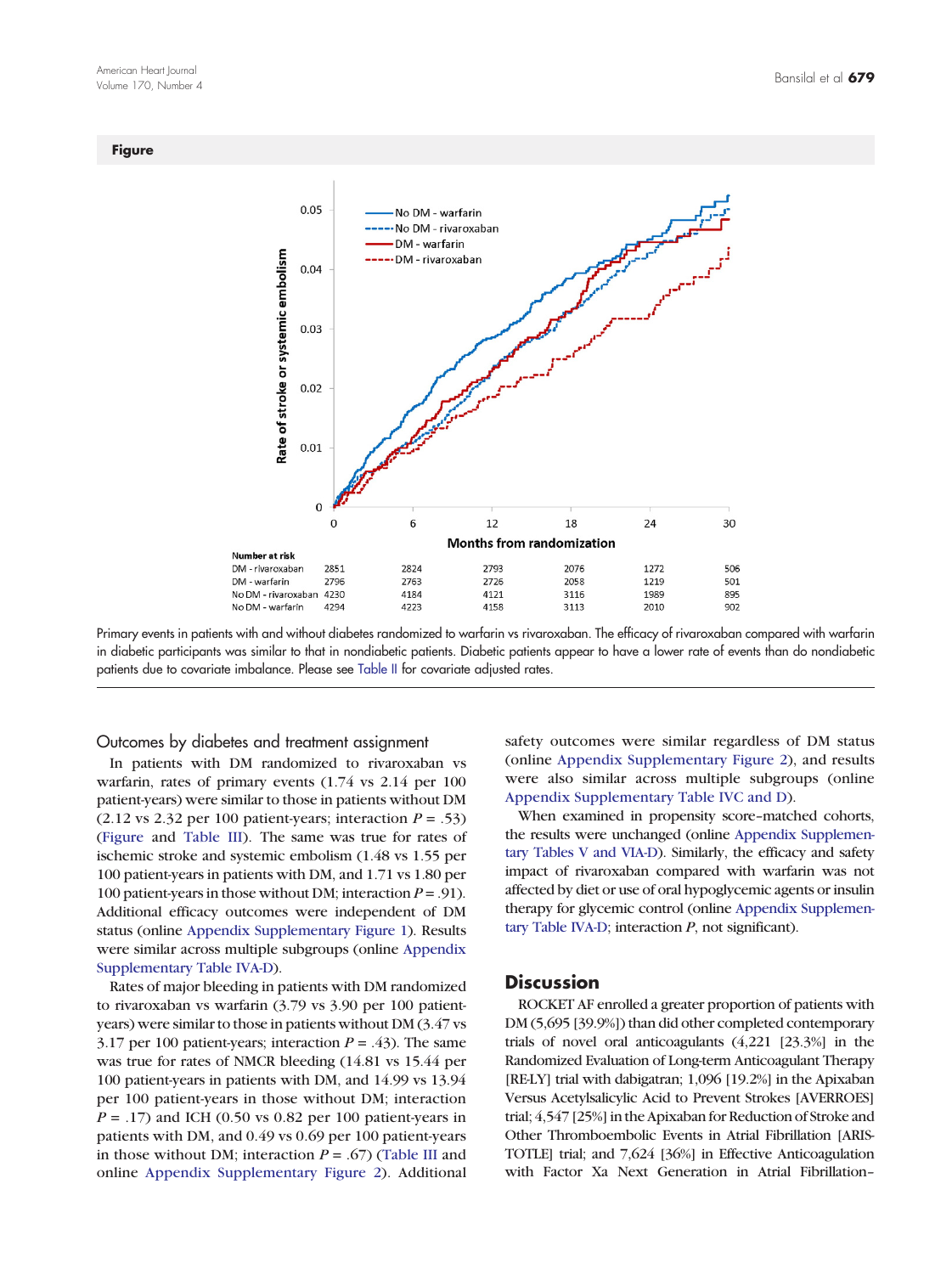## Figure

| Number at risk | 0 | 6 | 12 | 18 | 24 | 30 |
|---|---|---|---|---|---|---|
| DM - rivaroxaban | 2851 | 2824 | 2793 | 2076 | 1272 | 506 |
| DM - warfarin | 2796 | 2763 | 2726 | 2058 | 1219 | 501 |
| No DM - rivaroxaban | 4230 | 4184 | 4121 | 3116 | 1989 | 895 |
| No DM - warfarin | 4294 | 4223 | 4158 | 3113 | 2010 | 902 |

Primary events in patients with and without diabetes randomized to warfarin vs rivaroxaban. The efficacy of rivaroxaban compared with warfarin in diabetic participants was similar to that in nondiabetic patients. Diabetic patients appear to have a lower rate of events than do nondiabetic patients due to covariate imbalance. Please see Table II for covariate adjusted rates.

### Outcomes by diabetes and treatment assignment

In patients with DM randomized to rivaroxaban vs warfarin, rates of primary events (1.74 vs 2.14 per 100 patient-years) were similar to those in patients without DM (2.12 vs 2.32 per 100 patient-years; interaction $P = .53$) (Figure and Table III). The same was true for rates of ischemic stroke and systemic embolism (1.48 vs 1.55 per 100 patient-years in patients with DM, and 1.71 vs 1.80 per 100 patient-years in those without DM; interaction $P = .91$). Additional efficacy outcomes were independent of DM status (online Appendix Supplementary Figure 1). Results were similar across multiple subgroups (online Appendix Supplementary Table IVA-D).

Rates of major bleeding in patients with DM randomized to rivaroxaban vs warfarin (3.79 vs 3.90 per 100 patient-years) were similar to those in patients without DM (3.47 vs 3.17 per 100 patient-years; interaction $P = .43$). The same was true for rates of NMCR bleeding (14.81 vs 15.44 per 100 patient-years in patients with DM, and 14.99 vs 13.94 per 100 patient-years in those without DM; interaction $P = .17$) and ICH (0.50 vs 0.82 per 100 patient-years in patients with DM, and 0.49 vs 0.69 per 100 patient-years in those without DM; interaction $P = .67$) (Table III and online Appendix Supplementary Figure 2). Additional safety outcomes were similar regardless of DM status (online Appendix Supplementary Figure 2), and results were also similar across multiple subgroups (online Appendix Supplementary Table IVC and D).

When examined in propensity score–matched cohorts, the results were unchanged (online Appendix Supplementary Tables V and VIA-D). Similarly, the efficacy and safety impact of rivaroxaban compared with warfarin was not affected by diet or use of oral hypoglycemic agents or insulin therapy for glycemic control (online Appendix Supplementary Table IVA-D; interaction *P*, not significant).

## Discussion

ROCKET AF enrolled a greater proportion of patients with DM (5,695 [39.9%]) than did other completed contemporary trials of novel oral anticoagulants (4,221 [23.3%] in the Randomized Evaluation of Long-term Anticoagulant Therapy [RE-LY] trial with dabigatran; 1,096 [19.2%] in the Apixaban Versus Acetylsalicylic Acid to Prevent Strokes [AVERROES] trial; 4,547 [25%] in the Apixaban for Reduction of Stroke and Other Thromboembolic Events in Atrial Fibrillation [ARISTOTLE] trial; and 7,624 [36%] in Effective Anticoagulation with Factor Xa Next Generation in Atrial Fibrillation–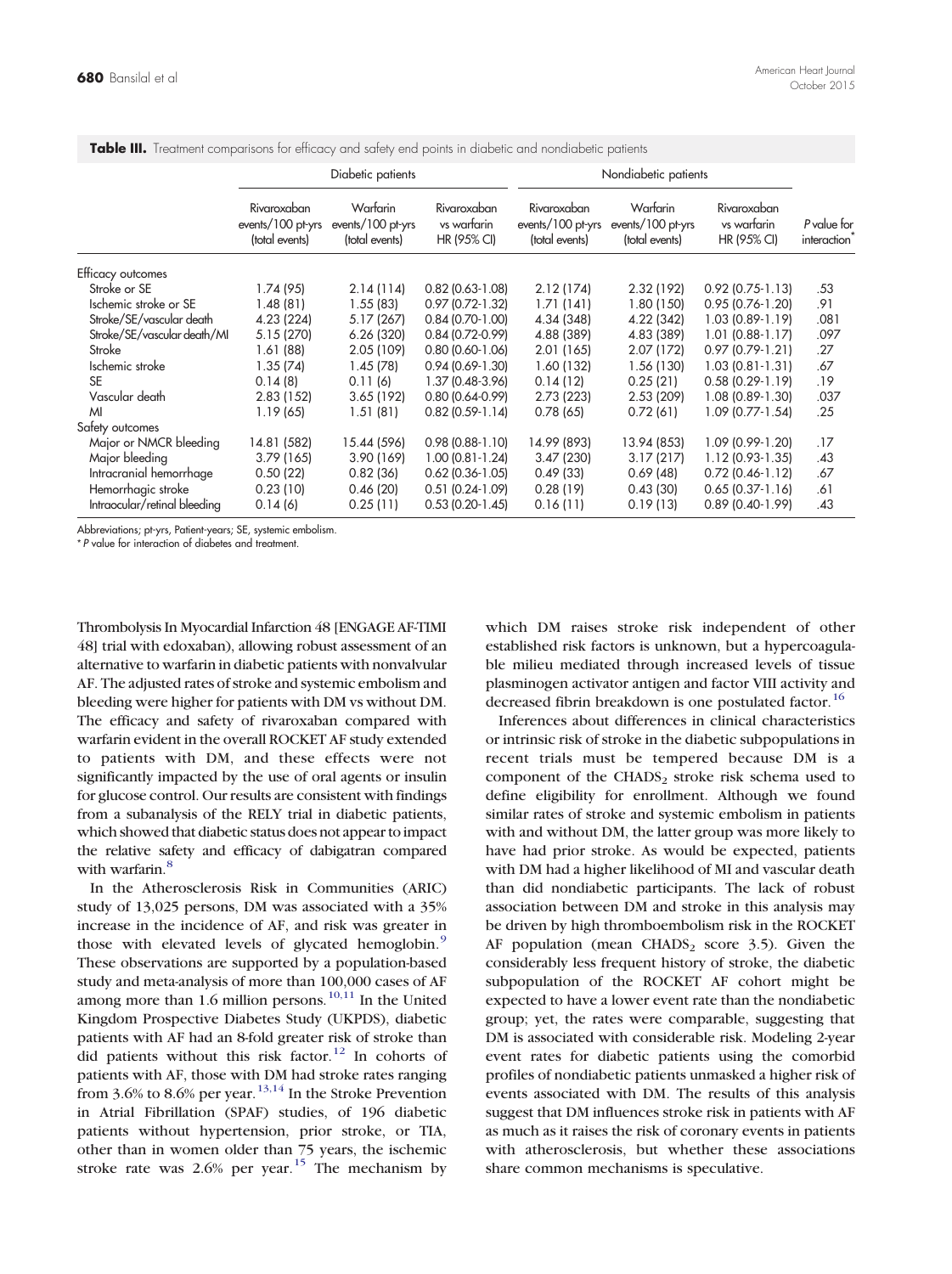**Table III.** Treatment comparisons for efficacy and safety end points in diabetic and nondiabetic patients

| | Diabetic patients | | | Nondiabetic patients | | | |
|---|---|---|---|---|---|---|---|
| | Rivaroxaban events/100 pt-yrs (total events) | Warfarin events/100 pt-yrs (total events) | Rivaroxaban vs warfarin HR (95% CI) | Rivaroxaban events/100 pt-yrs (total events) | Warfarin events/100 pt-yrs (total events) | Rivaroxaban vs warfarin HR (95% CI) | *P* value for interaction* |
| Efficacy outcomes | | | | | | | |
| Stroke or SE | 1.74 (95) | 2.14 (114) | 0.82 (0.63-1.08) | 2.12 (174) | 2.32 (192) | 0.92 (0.75-1.13) | .53 |
| Ischemic stroke or SE | 1.48 (81) | 1.55 (83) | 0.97 (0.72-1.32) | 1.71 (141) | 1.80 (150) | 0.95 (0.76-1.20) | .91 |
| Stroke/SE/vascular death | 4.23 (224) | 5.17 (267) | 0.84 (0.70-1.00) | 4.34 (348) | 4.22 (342) | 1.03 (0.89-1.19) | .081 |
| Stroke/SE/vascular death/MI | 5.15 (270) | 6.26 (320) | 0.84 (0.72-0.99) | 4.88 (389) | 4.83 (389) | 1.01 (0.88-1.17) | .097 |
| Stroke | 1.61 (88) | 2.05 (109) | 0.80 (0.60-1.06) | 2.01 (165) | 2.07 (172) | 0.97 (0.79-1.21) | .27 |
| Ischemic stroke | 1.35 (74) | 1.45 (78) | 0.94 (0.69-1.30) | 1.60 (132) | 1.56 (130) | 1.03 (0.81-1.31) | .67 |
| SE | 0.14 (8) | 0.11 (6) | 1.37 (0.48-3.96) | 0.14 (12) | 0.25 (21) | 0.58 (0.29-1.19) | .19 |
| Vascular death | 2.83 (152) | 3.65 (192) | 0.80 (0.64-0.99) | 2.73 (223) | 2.53 (209) | 1.08 (0.89-1.30) | .037 |
| MI | 1.19 (65) | 1.51 (81) | 0.82 (0.59-1.14) | 0.78 (65) | 0.72 (61) | 1.09 (0.77-1.54) | .25 |
| Safety outcomes | | | | | | | |
| Major or NMCR bleeding | 14.81 (582) | 15.44 (596) | 0.98 (0.88-1.10) | 14.99 (893) | 13.94 (853) | 1.09 (0.99-1.20) | .17 |
| Major bleeding | 3.79 (165) | 3.90 (169) | 1.00 (0.81-1.24) | 3.47 (230) | 3.17 (217) | 1.12 (0.93-1.35) | .43 |
| Intracranial hemorrhage | 0.50 (22) | 0.82 (36) | 0.62 (0.36-1.05) | 0.49 (33) | 0.69 (48) | 0.72 (0.46-1.12) | .67 |
| Hemorrhagic stroke | 0.23 (10) | 0.46 (20) | 0.51 (0.24-1.09) | 0.28 (19) | 0.43 (30) | 0.65 (0.37-1.16) | .61 |
| Intraocular/retinal bleeding | 0.14 (6) | 0.25 (11) | 0.53 (0.20-1.45) | 0.16 (11) | 0.19 (13) | 0.89 (0.40-1.99) | .43 |

Abbreviations; pt-yrs, Patient-years; SE, systemic embolism.
* *P* value for interaction of diabetes and treatment.

Thrombolysis In Myocardial Infarction 48 [ENGAGE AF-TIMI 48] trial with edoxaban), allowing robust assessment of an alternative to warfarin in diabetic patients with nonvalvular AF. The adjusted rates of stroke and systemic embolism and bleeding were higher for patients with DM vs without DM. The efficacy and safety of rivaroxaban compared with warfarin evident in the overall ROCKET AF study extended to patients with DM, and these effects were not significantly impacted by the use of oral agents or insulin for glucose control. Our results are consistent with findings from a subanalysis of the RELY trial in diabetic patients, which showed that diabetic status does not appear to impact the relative safety and efficacy of dabigatran compared with warfarin.[8]

In the Atherosclerosis Risk in Communities (ARIC) study of 13,025 persons, DM was associated with a 35% increase in the incidence of AF, and risk was greater in those with elevated levels of glycated hemoglobin.[9] These observations are supported by a population-based study and meta-analysis of more than 100,000 cases of AF among more than 1.6 million persons.[10,11] In the United Kingdom Prospective Diabetes Study (UKPDS), diabetic patients with AF had an 8-fold greater risk of stroke than did patients without this risk factor.[12] In cohorts of patients with AF, those with DM had stroke rates ranging from 3.6% to 8.6% per year.[13,14] In the Stroke Prevention in Atrial Fibrillation (SPAF) studies, of 196 diabetic patients without hypertension, prior stroke, or TIA, other than in women older than 75 years, the ischemic stroke rate was 2.6% per year.[15] The mechanism by which DM raises stroke risk independent of other established risk factors is unknown, but a hypercoagulable milieu mediated through increased levels of tissue plasminogen activator antigen and factor VIII activity and decreased fibrin breakdown is one postulated factor.[16]

Inferences about differences in clinical characteristics or intrinsic risk of stroke in the diabetic subpopulations in recent trials must be tempered because DM is a component of the $CHADS_2$ stroke risk schema used to define eligibility for enrollment. Although we found similar rates of stroke and systemic embolism in patients with and without DM, the latter group was more likely to have had prior stroke. As would be expected, patients with DM had a higher likelihood of MI and vascular death than did nondiabetic participants. The lack of robust association between DM and stroke in this analysis may be driven by high thromboembolism risk in the ROCKET AF population (mean $CHADS_2$ score 3.5). Given the considerably less frequent history of stroke, the diabetic subpopulation of the ROCKET AF cohort might be expected to have a lower event rate than the nondiabetic group; yet, the rates were comparable, suggesting that DM is associated with considerable risk. Modeling 2-year event rates for diabetic patients using the comorbid profiles of nondiabetic patients unmasked a higher risk of events associated with DM. The results of this analysis suggest that DM influences stroke risk in patients with AF as much as it raises the risk of coronary events in patients with atherosclerosis, but whether these associations share common mechanisms is speculative.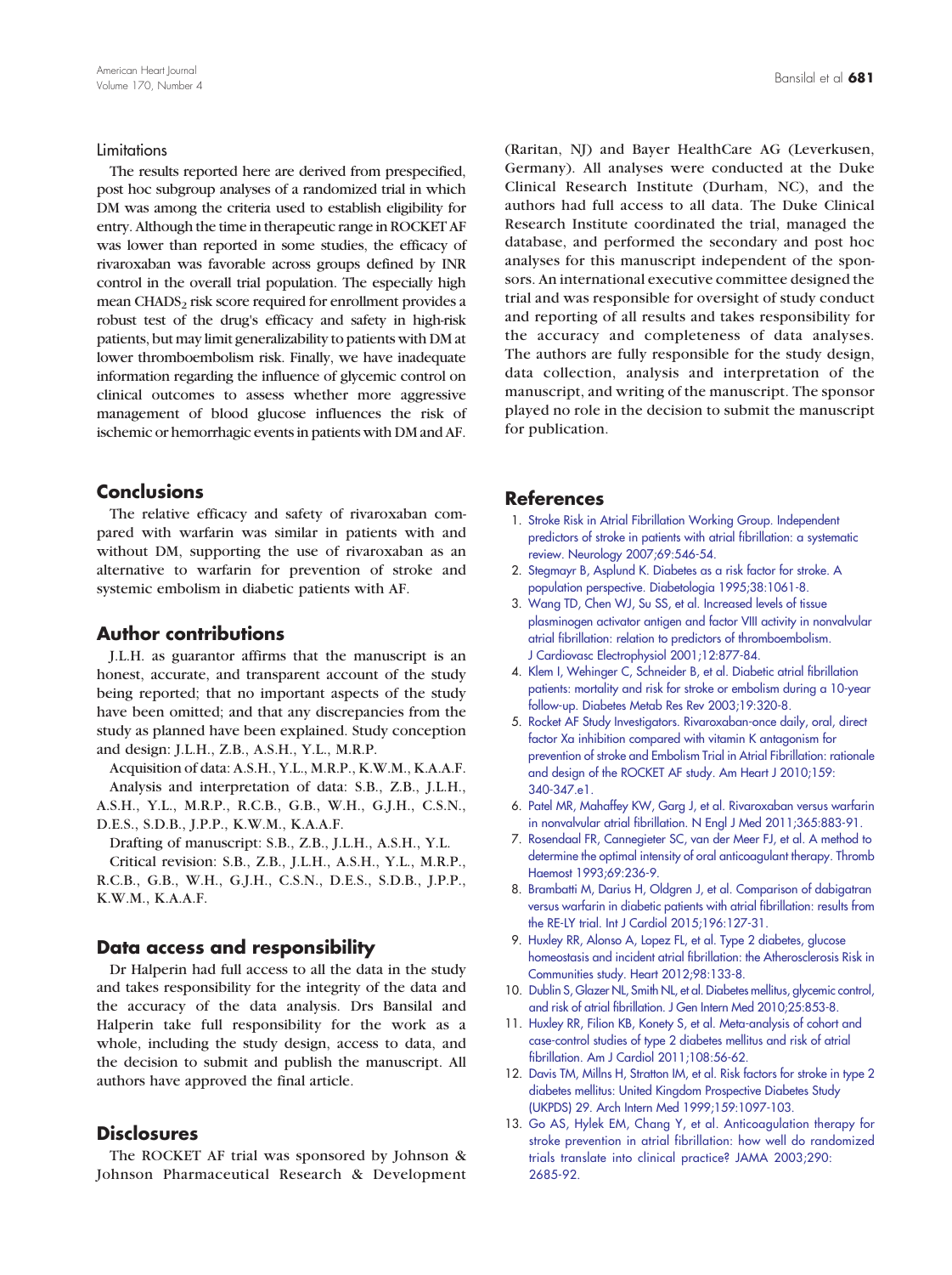### Limitations

The results reported here are derived from prespecified, post hoc subgroup analyses of a randomized trial in which DM was among the criteria used to establish eligibility for entry. Although the time in therapeutic range in ROCKET AF was lower than reported in some studies, the efficacy of rivaroxaban was favorable across groups defined by INR control in the overall trial population. The especially high mean $CHADS_2$ risk score required for enrollment provides a robust test of the drug's efficacy and safety in high-risk patients, but may limit generalizability to patients with DM at lower thromboembolism risk. Finally, we have inadequate information regarding the influence of glycemic control on clinical outcomes to assess whether more aggressive management of blood glucose influences the risk of ischemic or hemorrhagic events in patients with DM and AF.

## Conclusions

The relative efficacy and safety of rivaroxaban compared with warfarin was similar in patients with and without DM, supporting the use of rivaroxaban as an alternative to warfarin for prevention of stroke and systemic embolism in diabetic patients with AF.

## Author contributions

J.L.H. as guarantor affirms that the manuscript is an honest, accurate, and transparent account of the study being reported; that no important aspects of the study have been omitted; and that any discrepancies from the study as planned have been explained. Study conception and design: J.L.H., Z.B., A.S.H., Y.L., M.R.P.

Acquisition of data: A.S.H., Y.L., M.R.P., K.W.M., K.A.A.F.

Analysis and interpretation of data: S.B., Z.B., J.L.H., A.S.H., Y.L., M.R.P., R.C.B., G.B., W.H., G.J.H., C.S.N., D.E.S., S.D.B., J.P.P., K.W.M., K.A.A.F.

Drafting of manuscript: S.B., Z.B., J.L.H., A.S.H., Y.L.

Critical revision: S.B., Z.B., J.L.H., A.S.H., Y.L., M.R.P., R.C.B., G.B., W.H., G.J.H., C.S.N., D.E.S., S.D.B., J.P.P., K.W.M., K.A.A.F.

## Data access and responsibility

Dr Halperin had full access to all the data in the study and takes responsibility for the integrity of the data and the accuracy of the data analysis. Drs Bansilal and Halperin take full responsibility for the work as a whole, including the study design, access to data, and the decision to submit and publish the manuscript. All authors have approved the final article.

## Disclosures

The ROCKET AF trial was sponsored by Johnson & Johnson Pharmaceutical Research & Development (Raritan, NJ) and Bayer HealthCare AG (Leverkusen, Germany). All analyses were conducted at the Duke Clinical Research Institute (Durham, NC), and the authors had full access to all data. The Duke Clinical Research Institute coordinated the trial, managed the database, and performed the secondary and post hoc analyses for this manuscript independent of the sponsors. An international executive committee designed the trial and was responsible for oversight of study conduct and reporting of all results and takes responsibility for the accuracy and completeness of data analyses. The authors are fully responsible for the study design, data collection, analysis and interpretation of the manuscript, and writing of the manuscript. The sponsor played no role in the decision to submit the manuscript for publication.

## References

1. Stroke Risk in Atrial Fibrillation Working Group. Independent predictors of stroke in patients with atrial fibrillation: a systematic review. Neurology 2007;69:546-54.
2. Stegmayr B, Asplund K. Diabetes as a risk factor for stroke. A population perspective. Diabetologia 1995;38:1061-8.
3. Wang TD, Chen WJ, Su SS, et al. Increased levels of tissue plasminogen activator antigen and factor VIII activity in nonvalvular atrial fibrillation: relation to predictors of thromboembolism. J Cardiovasc Electrophysiol 2001;12:877-84.
4. Klem I, Wehinger C, Schneider B, et al. Diabetic atrial fibrillation patients: mortality and risk for stroke or embolism during a 10-year follow-up. Diabetes Metab Res Rev 2003;19:320-8.
5. Rocket AF Study Investigators. Rivaroxaban-once daily, oral, direct factor Xa inhibition compared with vitamin K antagonism for prevention of stroke and Embolism Trial in Atrial Fibrillation: rationale and design of the ROCKET AF study. Am Heart J 2010;159:340-347.e1.
6. Patel MR, Mahaffey KW, Garg J, et al. Rivaroxaban versus warfarin in nonvalvular atrial fibrillation. N Engl J Med 2011;365:883-91.
7. Rosendaal FR, Cannegieter SC, van der Meer FJ, et al. A method to determine the optimal intensity of oral anticoagulant therapy. Thromb Haemost 1993;69:236-9.
8. Brambatti M, Darius H, Oldgren J, et al. Comparison of dabigatran versus warfarin in diabetic patients with atrial fibrillation: results from the RE-LY trial. Int J Cardiol 2015;196:127-31.
9. Huxley RR, Alonso A, Lopez FL, et al. Type 2 diabetes, glucose homeostasis and incident atrial fibrillation: the Atherosclerosis Risk in Communities study. Heart 2012;98:133-8.
10. Dublin S, Glazer NL, Smith NL, et al. Diabetes mellitus, glycemic control, and risk of atrial fibrillation. J Gen Intern Med 2010;25:853-8.
11. Huxley RR, Filion KB, Konety S, et al. Meta-analysis of cohort and case-control studies of type 2 diabetes mellitus and risk of atrial fibrillation. Am J Cardiol 2011;108:56-62.
12. Davis TM, Millns H, Stratton IM, et al. Risk factors for stroke in type 2 diabetes mellitus: United Kingdom Prospective Diabetes Study (UKPDS) 29. Arch Intern Med 1999;159:1097-103.
13. Go AS, Hylek EM, Chang Y, et al. Anticoagulation therapy for stroke prevention in atrial fibrillation: how well do randomized trials translate into clinical practice? JAMA 2003;290:2685-92.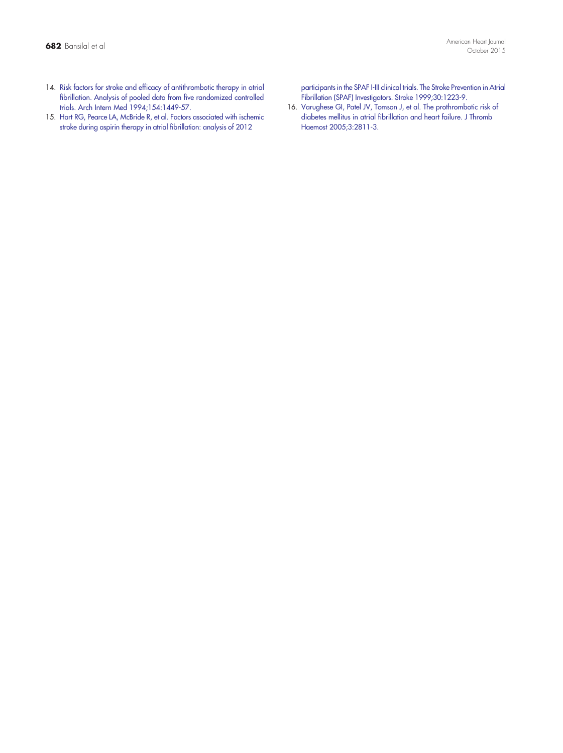14. Risk factors for stroke and efficacy of antithrombotic therapy in atrial fibrillation. Analysis of pooled data from five randomized controlled trials. Arch Intern Med 1994;154:1449-57.
15. Hart RG, Pearce LA, McBride R, et al. Factors associated with ischemic stroke during aspirin therapy in atrial fibrillation: analysis of 2012 participants in the SPAF I-III clinical trials. The Stroke Prevention in Atrial Fibrillation (SPAF) Investigators. Stroke 1999;30:1223-9.
16. Varughese GI, Patel JV, Tomson J, et al. The prothrombotic risk of diabetes mellitus in atrial fibrillation and heart failure. J Thromb Haemost 2005;3:2811-3.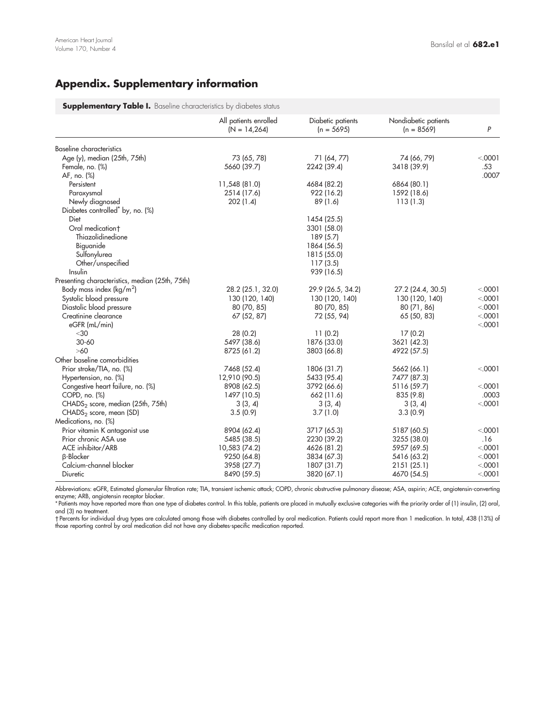## Appendix. Supplementary information

**Supplementary Table I.** Baseline characteristics by diabetes status

| | All patients enrolled (N = 14,264) | Diabetic patients (n = 5695) | Nondiabetic patients (n = 8569) | *P* |
|---|---|---|---|---|
| Baseline characteristics | | | | |
| Age (y), median (25th, 75th) | 73 (65, 78) | 71 (64, 77) | 74 (66, 79) | <.0001 |
| Female, no. (%) | 5660 (39.7) | 2242 (39.4) | 3418 (39.9) | .53 |
| AF, no. (%) | | | | .0007 |
| Persistent | 11,548 (81.0) | 4684 (82.2) | 6864 (80.1) | |
| Paroxysmal | 2514 (17.6) | 922 (16.2) | 1592 (18.6) | |
| Newly diagnosed | 202 (1.4) | 89 (1.6) | 113 (1.3) | |
| Diabetes controlled* by, no. (%) | | | | |
| Diet | | 1454 (25.5) | | |
| Oral medication† | | 3301 (58.0) | | |
| Thiazolidinedione | | 189 (5.7) | | |
| Biguanide | | 1864 (56.5) | | |
| Sulfonylurea | | 1815 (55.0) | | |
| Other/unspecified | | 117 (3.5) | | |
| Insulin | | 939 (16.5) | | |
| Presenting characteristics, median (25th, 75th) | | | | |
| Body mass index (kg/m$^2$) | 28.2 (25.1, 32.0) | 29.9 (26.5, 34.2) | 27.2 (24.4, 30.5) | <.0001 |
| Systolic blood pressure | 130 (120, 140) | 130 (120, 140) | 130 (120, 140) | <.0001 |
| Diastolic blood pressure | 80 (70, 85) | 80 (70, 85) | 80 (71, 86) | <.0001 |
| Creatinine clearance | 67 (52, 87) | 72 (55, 94) | 65 (50, 83) | <.0001 |
| eGFR (mL/min) | | | | <.0001 |
| <30 | 28 (0.2) | 11 (0.2) | 17 (0.2) | |
| 30-60 | 5497 (38.6) | 1876 (33.0) | 3621 (42.3) | |
| >60 | 8725 (61.2) | 3803 (66.8) | 4922 (57.5) | |
| Other baseline comorbidities | | | | |
| Prior stroke/TIA, no. (%) | 7468 (52.4) | 1806 (31.7) | 5662 (66.1) | <.0001 |
| Hypertension, no. (%) | 12,910 (90.5) | 5433 (95.4) | 7477 (87.3) | |
| Congestive heart failure, no. (%) | 8908 (62.5) | 3792 (66.6) | 5116 (59.7) | <.0001 |
| COPD, no. (%) | 1497 (10.5) | 662 (11.6) | 835 (9.8) | .0003 |
| CHADS$_2$ score, median (25th, 75th) | 3 (3, 4) | 3 (3, 4) | 3 (3, 4) | <.0001 |
| CHADS$_2$ score, mean (SD) | 3.5 (0.9) | 3.7 (1.0) | 3.3 (0.9) | |
| Medications, no. (%) | | | | |
| Prior vitamin K antagonist use | 8904 (62.4) | 3717 (65.3) | 5187 (60.5) | <.0001 |
| Prior chronic ASA use | 5485 (38.5) | 2230 (39.2) | 3255 (38.0) | .16 |
| ACE inhibitor/ARB | 10,583 (74.2) | 4626 (81.2) | 5957 (69.5) | <.0001 |
| β-Blocker | 9250 (64.8) | 3834 (67.3) | 5416 (63.2) | <.0001 |
| Calcium-channel blocker | 3958 (27.7) | 1807 (31.7) | 2151 (25.1) | <.0001 |
| Diuretic | 8490 (59.5) | 3820 (67.1) | 4670 (54.5) | <.0001 |

Abbreviations: eGFR, Estimated glomerular filtration rate; TIA, transient ischemic attack; COPD, chronic obstructive pulmonary disease; ASA, aspirin; ACE, angiotensin-converting enzyme; ARB, angiotensin receptor blocker.

\* Patients may have reported more than one type of diabetes control. In this table, patients are placed in mutually exclusive categories with the priority order of (1) insulin, (2) oral, and (3) no treatment.

† Percents for individual drug types are calculated among those with diabetes controlled by oral medication. Patients could report more than 1 medication. In total, 438 (13%) of those reporting control by oral medication did not have any diabetes-specific medication reported.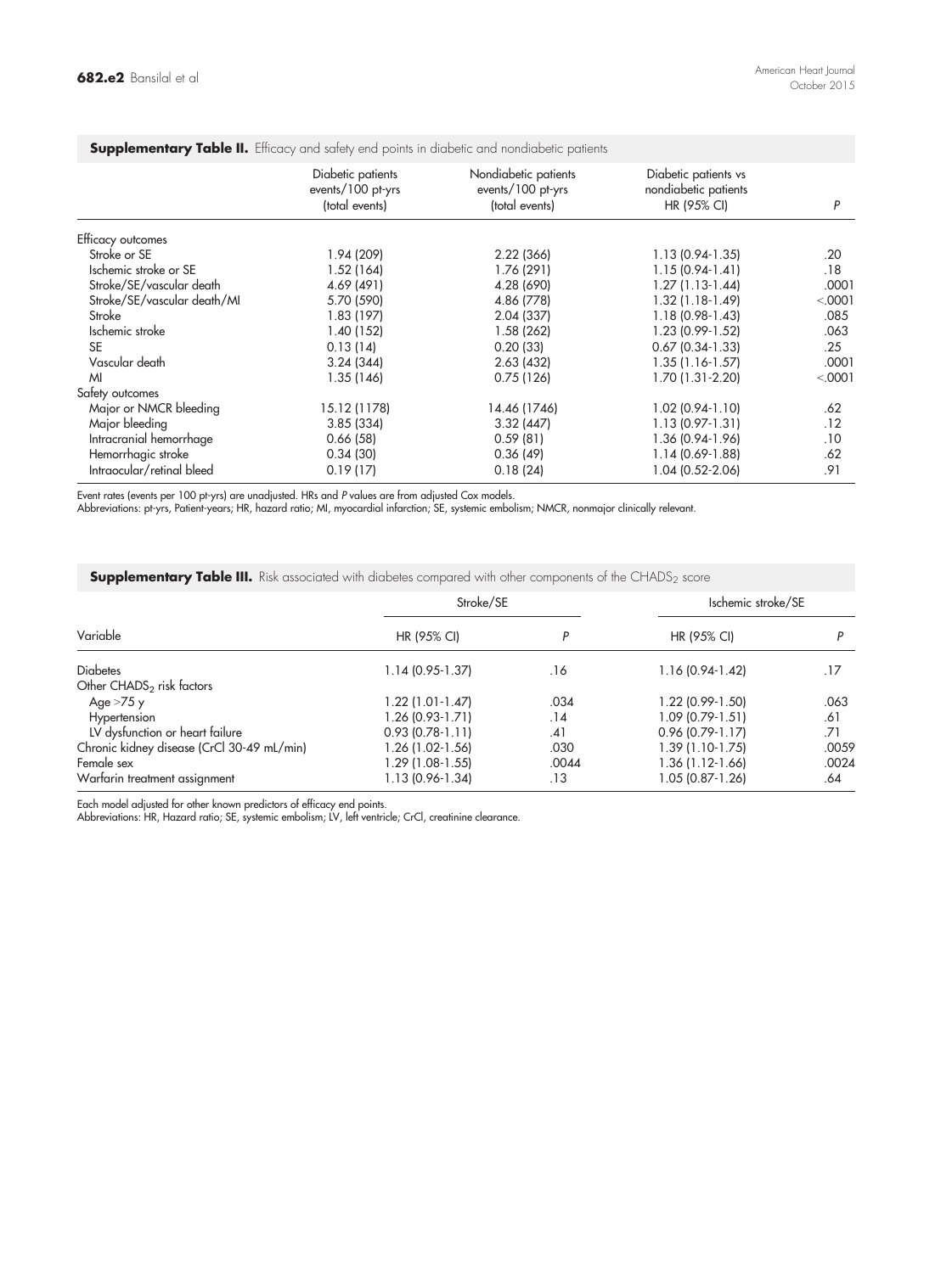**Supplementary Table II.** Efficacy and safety end points in diabetic and nondiabetic patients

| | Diabetic patients events/100 pt-yrs (total events) | Nondiabetic patients events/100 pt-yrs (total events) | Diabetic patients vs nondiabetic patients HR (95% CI) | *P* |
|---|---|---|---|---|
| Efficacy outcomes | | | | |
| Stroke or SE | 1.94 (209) | 2.22 (366) | 1.13 (0.94-1.35) | .20 |
| Ischemic stroke or SE | 1.52 (164) | 1.76 (291) | 1.15 (0.94-1.41) | .18 |
| Stroke/SE/vascular death | 4.69 (491) | 4.28 (690) | 1.27 (1.13-1.44) | .0001 |
| Stroke/SE/vascular death/MI | 5.70 (590) | 4.86 (778) | 1.32 (1.18-1.49) | <.0001 |
| Stroke | 1.83 (197) | 2.04 (337) | 1.18 (0.98-1.43) | .085 |
| Ischemic stroke | 1.40 (152) | 1.58 (262) | 1.23 (0.99-1.52) | .063 |
| SE | 0.13 (14) | 0.20 (33) | 0.67 (0.34-1.33) | .25 |
| Vascular death | 3.24 (344) | 2.63 (432) | 1.35 (1.16-1.57) | .0001 |
| MI | 1.35 (146) | 0.75 (126) | 1.70 (1.31-2.20) | <.0001 |
| Safety outcomes | | | | |
| Major or NMCR bleeding | 15.12 (1178) | 14.46 (1746) | 1.02 (0.94-1.10) | .62 |
| Major bleeding | 3.85 (334) | 3.32 (447) | 1.13 (0.97-1.31) | .12 |
| Intracranial hemorrhage | 0.66 (58) | 0.59 (81) | 1.36 (0.94-1.96) | .10 |
| Hemorrhagic stroke | 0.34 (30) | 0.36 (49) | 1.14 (0.69-1.88) | .62 |
| Intraocular/retinal bleed | 0.19 (17) | 0.18 (24) | 1.04 (0.52-2.06) | .91 |

Event rates (events per 100 pt-yrs) are unadjusted. HRs and *P* values are from adjusted Cox models.
Abbreviations: pt-yrs, Patient-years; HR, hazard ratio; MI, myocardial infarction; SE, systemic embolism; NMCR, nonmajor clinically relevant.

**Supplementary Table III.** Risk associated with diabetes compared with other components of the $CHADS_2$ score

| Variable | Stroke/SE | | Ischemic stroke/SE | |
|---|---|---|---|---|
| | HR (95% CI) | *P* | HR (95% CI) | *P* |
| Diabetes | 1.14 (0.95-1.37) | .16 | 1.16 (0.94-1.42) | .17 |
| Other $CHADS_2$ risk factors | | | | |
| Age >75 y | 1.22 (1.01-1.47) | .034 | 1.22 (0.99-1.50) | .063 |
| Hypertension | 1.26 (0.93-1.71) | .14 | 1.09 (0.79-1.51) | .61 |
| LV dysfunction or heart failure | 0.93 (0.78-1.11) | .41 | 0.96 (0.79-1.17) | .71 |
| Chronic kidney disease (CrCl 30-49 mL/min) | 1.26 (1.02-1.56) | .030 | 1.39 (1.10-1.75) | .0059 |
| Female sex | 1.29 (1.08-1.55) | .0044 | 1.36 (1.12-1.66) | .0024 |
| Warfarin treatment assignment | 1.13 (0.96-1.34) | .13 | 1.05 (0.87-1.26) | .64 |

Each model adjusted for other known predictors of efficacy end points.
Abbreviations: HR, Hazard ratio; SE, systemic embolism; LV, left ventricle; CrCl, creatinine clearance.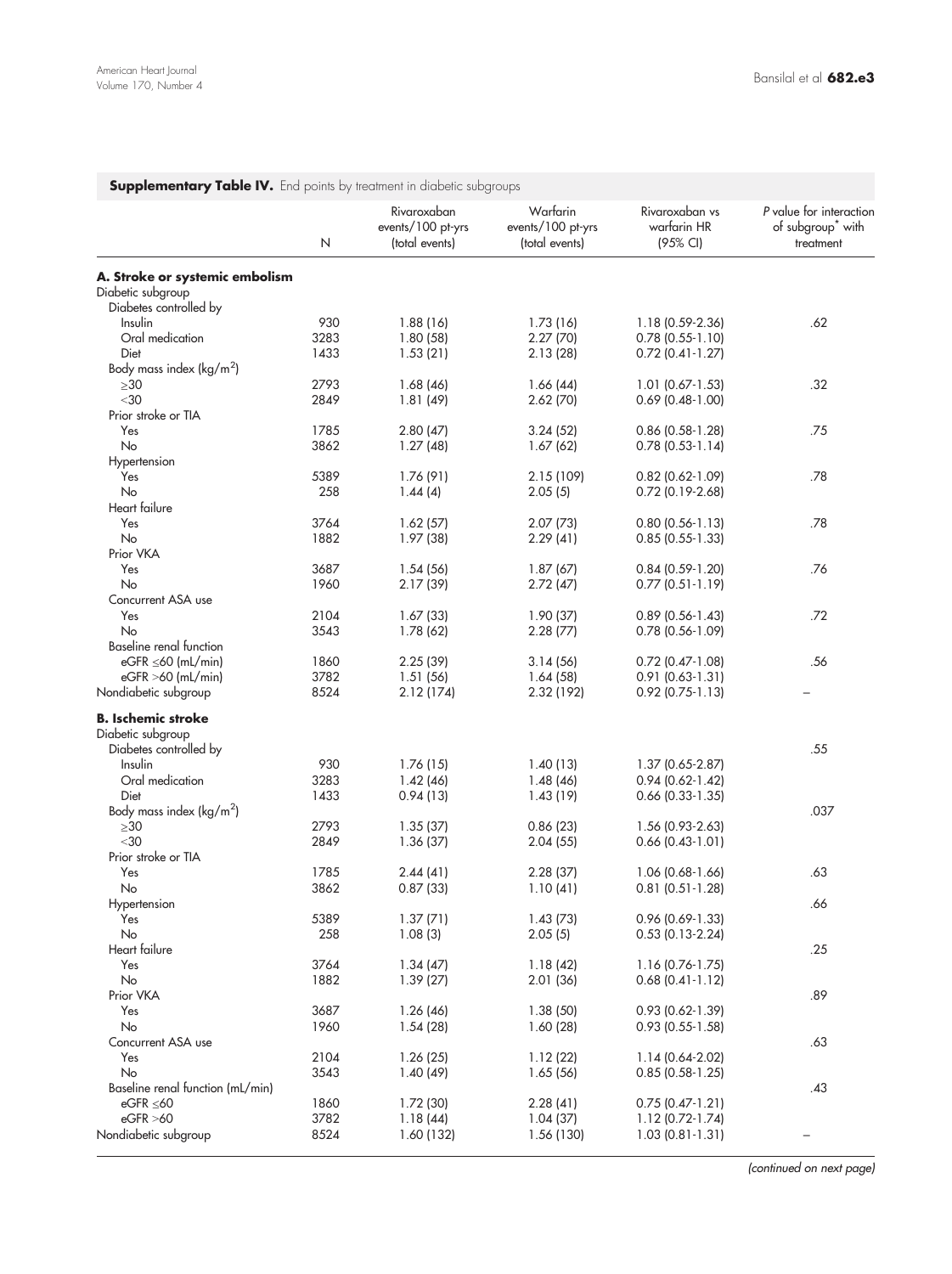**Supplementary Table IV.** End points by treatment in diabetic subgroups

| | N | Rivaroxaban events/100 pt-yrs (total events) | Warfarin events/100 pt-yrs (total events) | Rivaroxaban vs warfarin HR (95% CI) | *P* value for interaction of subgroup* with treatment |
|---|---|---|---|---|---|
| **A. Stroke or systemic embolism** | | | | | |
| Diabetic subgroup | | | | | |
| Diabetes controlled by | | | | | |
| Insulin | 930 | 1.88 (16) | 1.73 (16) | 1.18 (0.59-2.36) | .62 |
| Oral medication | 3283 | 1.80 (58) | 2.27 (70) | 0.78 (0.55-1.10) | |
| Diet | 1433 | 1.53 (21) | 2.13 (28) | 0.72 (0.41-1.27) | |
| Body mass index (kg/m$^2$) | | | | | |
| ≥30 | 2793 | 1.68 (46) | 1.66 (44) | 1.01 (0.67-1.53) | .32 |
| <30 | 2849 | 1.81 (49) | 2.62 (70) | 0.69 (0.48-1.00) | |
| Prior stroke or TIA | | | | | |
| Yes | 1785 | 2.80 (47) | 3.24 (52) | 0.86 (0.58-1.28) | .75 |
| No | 3862 | 1.27 (48) | 1.67 (62) | 0.78 (0.53-1.14) | |
| Hypertension | | | | | |
| Yes | 5389 | 1.76 (91) | 2.15 (109) | 0.82 (0.62-1.09) | .78 |
| No | 258 | 1.44 (4) | 2.05 (5) | 0.72 (0.19-2.68) | |
| Heart failure | | | | | |
| Yes | 3764 | 1.62 (57) | 2.07 (73) | 0.80 (0.56-1.13) | .78 |
| No | 1882 | 1.97 (38) | 2.29 (41) | 0.85 (0.55-1.33) | |
| Prior VKA | | | | | |
| Yes | 3687 | 1.54 (56) | 1.87 (67) | 0.84 (0.59-1.20) | .76 |
| No | 1960 | 2.17 (39) | 2.72 (47) | 0.77 (0.51-1.19) | |
| Concurrent ASA use | | | | | |
| Yes | 2104 | 1.67 (33) | 1.90 (37) | 0.89 (0.56-1.43) | .72 |
| No | 3543 | 1.78 (62) | 2.28 (77) | 0.78 (0.56-1.09) | |
| Baseline renal function | | | | | |
| eGFR ≤60 (mL/min) | 1860 | 2.25 (39) | 3.14 (56) | 0.72 (0.47-1.08) | .56 |
| eGFR >60 (mL/min) | 3782 | 1.51 (56) | 1.64 (58) | 0.91 (0.63-1.31) | |
| Nondiabetic subgroup | 8524 | 2.12 (174) | 2.32 (192) | 0.92 (0.75-1.13) | – |
| **B. Ischemic stroke** | | | | | |
| Diabetic subgroup | | | | | |
| Diabetes controlled by | | | | | .55 |
| Insulin | 930 | 1.76 (15) | 1.40 (13) | 1.37 (0.65-2.87) | |
| Oral medication | 3283 | 1.42 (46) | 1.48 (46) | 0.94 (0.62-1.42) | |
| Diet | 1433 | 0.94 (13) | 1.43 (19) | 0.66 (0.33-1.35) | |
| Body mass index (kg/m$^2$) | | | | | .037 |
| ≥30 | 2793 | 1.35 (37) | 0.86 (23) | 1.56 (0.93-2.63) | |
| <30 | 2849 | 1.36 (37) | 2.04 (55) | 0.66 (0.43-1.01) | |
| Prior stroke or TIA | | | | | |
| Yes | 1785 | 2.44 (41) | 2.28 (37) | 1.06 (0.68-1.66) | .63 |
| No | 3862 | 0.87 (33) | 1.10 (41) | 0.81 (0.51-1.28) | |
| Hypertension | | | | | .66 |
| Yes | 5389 | 1.37 (71) | 1.43 (73) | 0.96 (0.69-1.33) | |
| No | 258 | 1.08 (3) | 2.05 (5) | 0.53 (0.13-2.24) | |
| Heart failure | | | | | .25 |
| Yes | 3764 | 1.34 (47) | 1.18 (42) | 1.16 (0.76-1.75) | |
| No | 1882 | 1.39 (27) | 2.01 (36) | 0.68 (0.41-1.12) | |
| Prior VKA | | | | | .89 |
| Yes | 3687 | 1.26 (46) | 1.38 (50) | 0.93 (0.62-1.39) | |
| No | 1960 | 1.54 (28) | 1.60 (28) | 0.93 (0.55-1.58) | |
| Concurrent ASA use | | | | | .63 |
| Yes | 2104 | 1.26 (25) | 1.12 (22) | 1.14 (0.64-2.02) | |
| No | 3543 | 1.40 (49) | 1.65 (56) | 0.85 (0.58-1.25) | |
| Baseline renal function (mL/min) | | | | | .43 |
| eGFR ≤60 | 1860 | 1.72 (30) | 2.28 (41) | 0.75 (0.47-1.21) | |
| eGFR >60 | 3782 | 1.18 (44) | 1.04 (37) | 1.12 (0.72-1.74) | |
| Nondiabetic subgroup | 8524 | 1.60 (132) | 1.56 (130) | 1.03 (0.81-1.31) | – |

*(continued on next page)*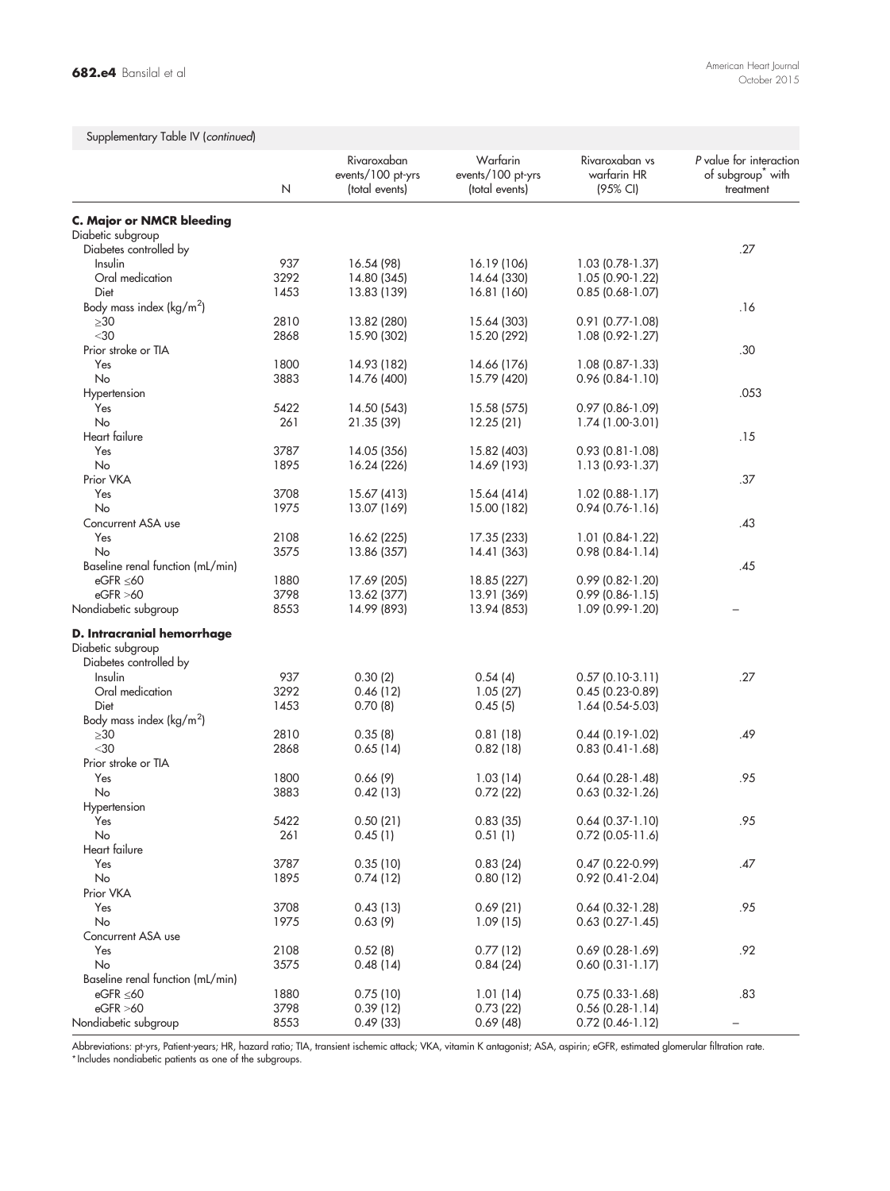Supplementary Table IV (*continued*)

| | N | Rivaroxaban events/100 pt-yrs (total events) | Warfarin events/100 pt-yrs (total events) | Rivaroxaban vs warfarin HR (95% CI) | P value for interaction of subgroup* with treatment |
|---|---|---|---|---|---|
| **C. Major or NMCR bleeding** | | | | | |
| Diabetic subgroup | | | | | |
| Diabetes controlled by | | | | | .27 |
| Insulin | 937 | 16.54 (98) | 16.19 (106) | 1.03 (0.78-1.37) | |
| Oral medication | 3292 | 14.80 (345) | 14.64 (330) | 1.05 (0.90-1.22) | |
| Diet | 1453 | 13.83 (139) | 16.81 (160) | 0.85 (0.68-1.07) | |
| Body mass index (kg/m$^2$) | | | | | .16 |
| ≥30 | 2810 | 13.82 (280) | 15.64 (303) | 0.91 (0.77-1.08) | |
| <30 | 2868 | 15.90 (302) | 15.20 (292) | 1.08 (0.92-1.27) | |
| Prior stroke or TIA | | | | | .30 |
| Yes | 1800 | 14.93 (182) | 14.66 (176) | 1.08 (0.87-1.33) | |
| No | 3883 | 14.76 (400) | 15.79 (420) | 0.96 (0.84-1.10) | |
| Hypertension | | | | | .053 |
| Yes | 5422 | 14.50 (543) | 15.58 (575) | 0.97 (0.86-1.09) | |
| No | 261 | 21.35 (39) | 12.25 (21) | 1.74 (1.00-3.01) | |
| Heart failure | | | | | .15 |
| Yes | 3787 | 14.05 (356) | 15.82 (403) | 0.93 (0.81-1.08) | |
| No | 1895 | 16.24 (226) | 14.69 (193) | 1.13 (0.93-1.37) | |
| Prior VKA | | | | | .37 |
| Yes | 3708 | 15.67 (413) | 15.64 (414) | 1.02 (0.88-1.17) | |
| No | 1975 | 13.07 (169) | 15.00 (182) | 0.94 (0.76-1.16) | |
| Concurrent ASA use | | | | | .43 |
| Yes | 2108 | 16.62 (225) | 17.35 (233) | 1.01 (0.84-1.22) | |
| No | 3575 | 13.86 (357) | 14.41 (363) | 0.98 (0.84-1.14) | |
| Baseline renal function (mL/min) | | | | | .45 |
| eGFR ≤60 | 1880 | 17.69 (205) | 18.85 (227) | 0.99 (0.82-1.20) | |
| eGFR >60 | 3798 | 13.62 (377) | 13.91 (369) | 0.99 (0.86-1.15) | |
| Nondiabetic subgroup | 8553 | 14.99 (893) | 13.94 (853) | 1.09 (0.99-1.20) | – |
| **D. Intracranial hemorrhage** | | | | | |
| Diabetic subgroup | | | | | |
| Diabetes controlled by | | | | | |
| Insulin | 937 | 0.30 (2) | 0.54 (4) | 0.57 (0.10-3.11) | .27 |
| Oral medication | 3292 | 0.46 (12) | 1.05 (27) | 0.45 (0.23-0.89) | |
| Diet | 1453 | 0.70 (8) | 0.45 (5) | 1.64 (0.54-5.03) | |
| Body mass index (kg/m$^2$) | | | | | |
| ≥30 | 2810 | 0.35 (8) | 0.81 (18) | 0.44 (0.19-1.02) | .49 |
| <30 | 2868 | 0.65 (14) | 0.82 (18) | 0.83 (0.41-1.68) | |
| Prior stroke or TIA | | | | | |
| Yes | 1800 | 0.66 (9) | 1.03 (14) | 0.64 (0.28-1.48) | .95 |
| No | 3883 | 0.42 (13) | 0.72 (22) | 0.63 (0.32-1.26) | |
| Hypertension | | | | | |
| Yes | 5422 | 0.50 (21) | 0.83 (35) | 0.64 (0.37-1.10) | .95 |
| No | 261 | 0.45 (1) | 0.51 (1) | 0.72 (0.05-11.6) | |
| Heart failure | | | | | |
| Yes | 3787 | 0.35 (10) | 0.83 (24) | 0.47 (0.22-0.99) | .47 |
| No | 1895 | 0.74 (12) | 0.80 (12) | 0.92 (0.41-2.04) | |
| Prior VKA | | | | | |
| Yes | 3708 | 0.43 (13) | 0.69 (21) | 0.64 (0.32-1.28) | .95 |
| No | 1975 | 0.63 (9) | 1.09 (15) | 0.63 (0.27-1.45) | |
| Concurrent ASA use | | | | | |
| Yes | 2108 | 0.52 (8) | 0.77 (12) | 0.69 (0.28-1.69) | .92 |
| No | 3575 | 0.48 (14) | 0.84 (24) | 0.60 (0.31-1.17) | |
| Baseline renal function (mL/min) | | | | | |
| eGFR ≤60 | 1880 | 0.75 (10) | 1.01 (14) | 0.75 (0.33-1.68) | .83 |
| eGFR >60 | 3798 | 0.39 (12) | 0.73 (22) | 0.56 (0.28-1.14) | |
| Nondiabetic subgroup | 8553 | 0.49 (33) | 0.69 (48) | 0.72 (0.46-1.12) | – |

Abbreviations: pt-yrs, Patient-years; HR, hazard ratio; TIA, transient ischemic attack; VKA, vitamin K antagonist; ASA, aspirin; eGFR, estimated glomerular filtration rate.
*Includes nondiabetic patients as one of the subgroups.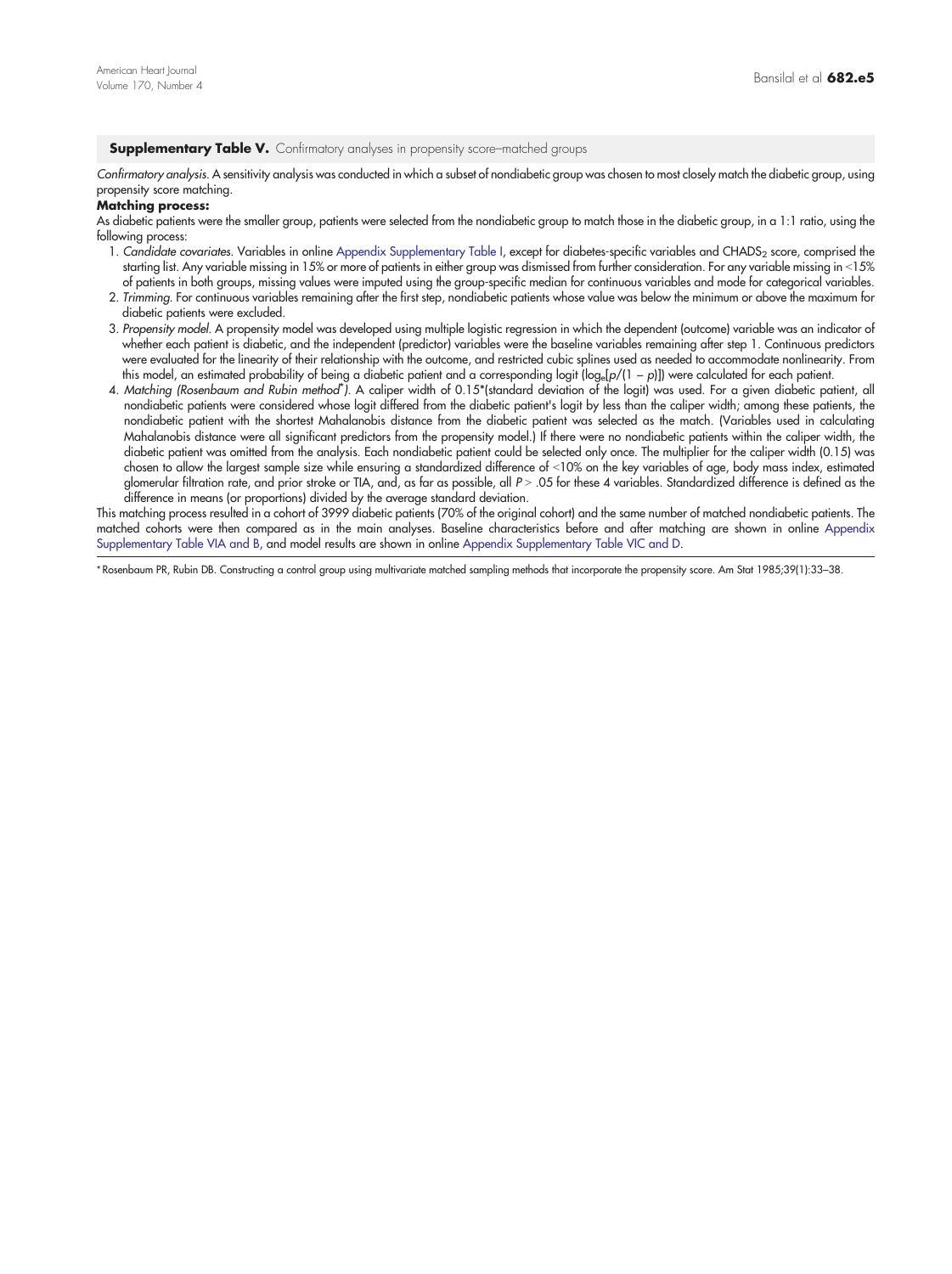**Supplementary Table V.** Confirmatory analyses in propensity score–matched groups

*Confirmatory analysis.* A sensitivity analysis was conducted in which a subset of nondiabetic group was chosen to most closely match the diabetic group, using propensity score matching.

**Matching process:**

As diabetic patients were the smaller group, patients were selected from the nondiabetic group to match those in the diabetic group, in a 1:1 ratio, using the following process:

1. *Candidate covariates.* Variables in online Appendix Supplementary Table I, except for diabetes-specific variables and $CHADS_2$ score, comprised the starting list. Any variable missing in 15% or more of patients in either group was dismissed from further consideration. For any variable missing in <15% of patients in both groups, missing values were imputed using the group-specific median for continuous variables and mode for categorical variables.
2. *Trimming.* For continuous variables remaining after the first step, nondiabetic patients whose value was below the minimum or above the maximum for diabetic patients were excluded.
3. *Propensity model.* A propensity model was developed using multiple logistic regression in which the dependent (outcome) variable was an indicator of whether each patient is diabetic, and the independent (predictor) variables were the baseline variables remaining after step 1. Continuous predictors were evaluated for the linearity of their relationship with the outcome, and restricted cubic splines used as needed to accommodate nonlinearity. From this model, an estimated probability of being a diabetic patient and a corresponding logit ($\log_e[p/(1 - p)]$) were calculated for each patient.
4. *Matching (Rosenbaum and Rubin method*).* A caliper width of 0.15*(standard deviation of the logit) was used. For a given diabetic patient, all nondiabetic patients were considered whose logit differed from the diabetic patient's logit by less than the caliper width; among these patients, the nondiabetic patient with the shortest Mahalanobis distance from the diabetic patient was selected as the match. (Variables used in calculating Mahalanobis distance were all significant predictors from the propensity model.) If there were no nondiabetic patients within the caliper width, the diabetic patient was omitted from the analysis. Each nondiabetic patient could be selected only once. The multiplier for the caliper width (0.15) was chosen to allow the largest sample size while ensuring a standardized difference of <10% on the key variables of age, body mass index, estimated glomerular filtration rate, and prior stroke or TIA, and, as far as possible, all $P > .05$ for these 4 variables. Standardized difference is defined as the difference in means (or proportions) divided by the average standard deviation.

This matching process resulted in a cohort of 3999 diabetic patients (70% of the original cohort) and the same number of matched nondiabetic patients. The matched cohorts were then compared as in the main analyses. Baseline characteristics before and after matching are shown in online Appendix Supplementary Table VIA and B, and model results are shown in online Appendix Supplementary Table VIC and D.

* Rosenbaum PR, Rubin DB. Constructing a control group using multivariate matched sampling methods that incorporate the propensity score. Am Stat 1985;39(1):33–38.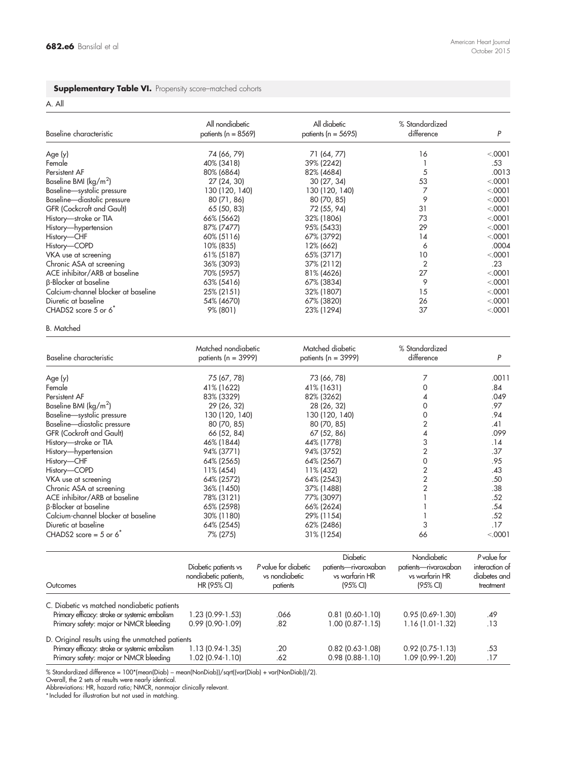**Supplementary Table VI.** Propensity score–matched cohorts

A. All

| Baseline characteristic | All nondiabetic patients (n = 8569) | All diabetic patients (n = 5695) | % Standardized difference | *P* |
|---|---|---|---|---|
| Age (y) | 74 (66, 79) | 71 (64, 77) | 16 | <.0001 |
| Female | 40% (3418) | 39% (2242) | 1 | .53 |
| Persistent AF | 80% (6864) | 82% (4684) | 5 | .0013 |
| Baseline BMI (kg/m$^2$) | 27 (24, 30) | 30 (27, 34) | 53 | <.0001 |
| Baseline—systolic pressure | 130 (120, 140) | 130 (120, 140) | 7 | <.0001 |
| Baseline—diastolic pressure | 80 (71, 86) | 80 (70, 85) | 9 | <.0001 |
| GFR (Cockcroft and Gault) | 65 (50, 83) | 72 (55, 94) | 31 | <.0001 |
| History—stroke or TIA | 66% (5662) | 32% (1806) | 73 | <.0001 |
| History—hypertension | 87% (7477) | 95% (5433) | 29 | <.0001 |
| History—CHF | 60% (5116) | 67% (3792) | 14 | <.0001 |
| History—COPD | 10% (835) | 12% (662) | 6 | .0004 |
| VKA use at screening | 61% (5187) | 65% (3717) | 10 | <.0001 |
| Chronic ASA at screening | 36% (3093) | 37% (2112) | 2 | .23 |
| ACE inhibitor/ARB at baseline | 70% (5957) | 81% (4626) | 27 | <.0001 |
| β-Blocker at baseline | 63% (5416) | 67% (3834) | 9 | <.0001 |
| Calcium-channel blocker at baseline | 25% (2151) | 32% (1807) | 15 | <.0001 |
| Diuretic at baseline | 54% (4670) | 67% (3820) | 26 | <.0001 |
| CHADS2 score 5 or 6* | 9% (801) | 23% (1294) | 37 | <.0001 |

B. Matched

| Baseline characteristic | Matched nondiabetic patients (n = 3999) | Matched diabetic patients (n = 3999) | % Standardized difference | *P* |
|---|---|---|---|---|
| Age (y) | 75 (67, 78) | 73 (66, 78) | 7 | .0011 |
| Female | 41% (1622) | 41% (1631) | 0 | .84 |
| Persistent AF | 83% (3329) | 82% (3262) | 4 | .049 |
| Baseline BMI (kg/m$^2$) | 29 (26, 32) | 28 (26, 32) | 0 | .97 |
| Baseline—systolic pressure | 130 (120, 140) | 130 (120, 140) | 0 | .94 |
| Baseline—diastolic pressure | 80 (70, 85) | 80 (70, 85) | 2 | .41 |
| GFR (Cockcroft and Gault) | 66 (52, 84) | 67 (52, 86) | 4 | .099 |
| History—stroke or TIA | 46% (1844) | 44% (1778) | 3 | .14 |
| History—hypertension | 94% (3771) | 94% (3752) | 2 | .37 |
| History—CHF | 64% (2565) | 64% (2567) | 0 | .95 |
| History—COPD | 11% (454) | 11% (432) | 2 | .43 |
| VKA use at screening | 64% (2572) | 64% (2543) | 2 | .50 |
| Chronic ASA at screening | 36% (1450) | 37% (1488) | 2 | .38 |
| ACE inhibitor/ARB at baseline | 78% (3121) | 77% (3097) | 1 | .52 |
| β-Blocker at baseline | 65% (2598) | 66% (2624) | 1 | .54 |
| Calcium-channel blocker at baseline | 30% (1180) | 29% (1154) | 1 | .52 |
| Diuretic at baseline | 64% (2545) | 62% (2486) | 3 | .17 |
| CHADS2 score = 5 or 6* | 7% (275) | 31% (1254) | 66 | <.0001 |

| Outcomes | Diabetic patients vs nondiabetic patients, HR (95% CI) | *P* value for diabetic vs nondiabetic patients | Diabetic patients—rivaroxaban vs warfarin HR (95% CI) | Nondiabetic patients—rivaroxaban vs warfarin HR (95% CI) | *P* value for interaction of diabetes and treatment |
|---|---|---|---|---|---|
| C. Diabetic vs matched nondiabetic patients | | | | | |
| Primary efficacy: stroke or systemic embolism | 1.23 (0.99-1.53) | .066 | 0.81 (0.60-1.10) | 0.95 (0.69-1.30) | .49 |
| Primary safety: major or NMCR bleeding | 0.99 (0.90-1.09) | .82 | 1.00 (0.87-1.15) | 1.16 (1.01-1.32) | .13 |
| D. Original results using the unmatched patients | | | | | |
| Primary efficacy: stroke or systemic embolism | 1.13 (0.94-1.35) | .20 | 0.82 (0.63-1.08) | 0.92 (0.75-1.13) | .53 |
| Primary safety: major or NMCR bleeding | 1.02 (0.94-1.10) | .62 | 0.98 (0.88-1.10) | 1.09 (0.99-1.20) | .17 |

% Standardized difference = 100*(mean(Diab) − mean(NonDiab))/sqrt((var(Diab) + var(NonDiab))/2).

Overall, the 2 sets of results were nearly identical.

Abbreviations: HR, hazard ratio; NMCR, nonmajor clinically relevant.

*Included for illustration but not used in matching.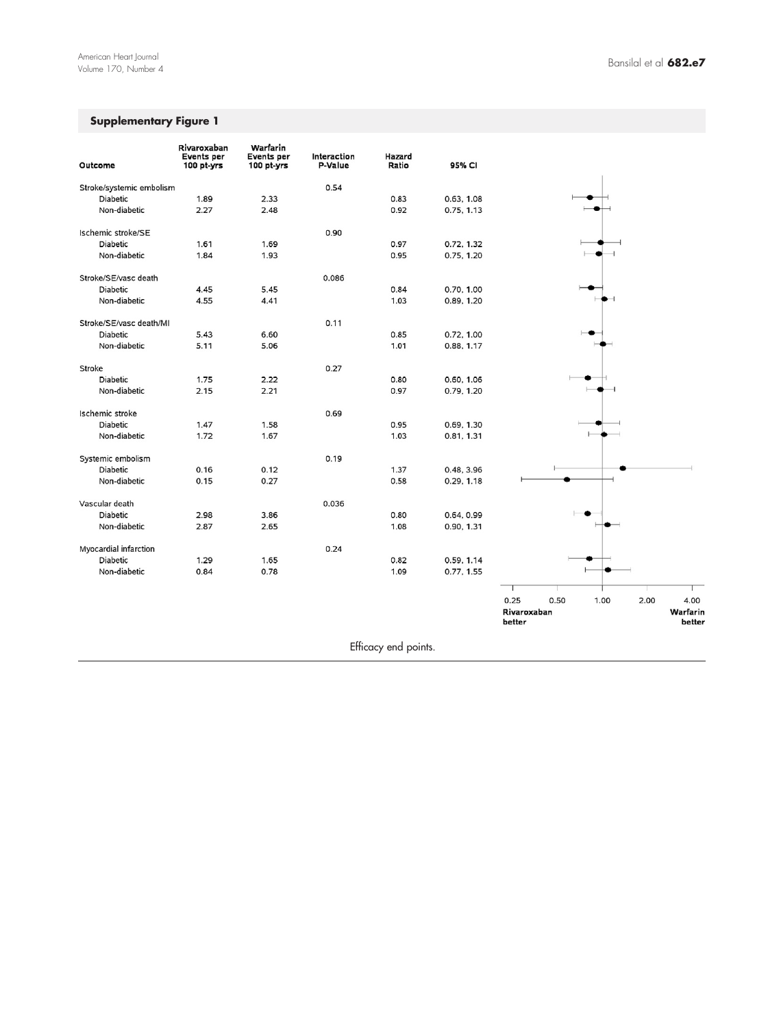## Supplementary Figure 1

| Outcome | Rivaroxaban Events per 100 pt-yrs | Warfarin Events per 100 pt-yrs | Interaction P-Value | Hazard Ratio | 95% CI |
|---|---|---|---|---|---|
| Stroke/systemic embolism | | | 0.54 | | |
| Diabetic | 1.89 | 2.33 | | 0.83 | 0.63, 1.08 |
| Non-diabetic | 2.27 | 2.48 | | 0.92 | 0.75, 1.13 |
| Ischemic stroke/SE | | | 0.90 | | |
| Diabetic | 1.61 | 1.69 | | 0.97 | 0.72, 1.32 |
| Non-diabetic | 1.84 | 1.93 | | 0.95 | 0.75, 1.20 |
| Stroke/SE/vasc death | | | 0.086 | | |
| Diabetic | 4.45 | 5.45 | | 0.84 | 0.70, 1.00 |
| Non-diabetic | 4.55 | 4.41 | | 1.03 | 0.89, 1.20 |
| Stroke/SE/vasc death/MI | | | 0.11 | | |
| Diabetic | 5.43 | 6.60 | | 0.85 | 0.72, 1.00 |
| Non-diabetic | 5.11 | 5.06 | | 1.01 | 0.88, 1.17 |
| Stroke | | | 0.27 | | |
| Diabetic | 1.75 | 2.22 | | 0.80 | 0.60, 1.06 |
| Non-diabetic | 2.15 | 2.21 | | 0.97 | 0.79, 1.20 |
| Ischemic stroke | | | 0.69 | | |
| Diabetic | 1.47 | 1.58 | | 0.95 | 0.69, 1.30 |
| Non-diabetic | 1.72 | 1.67 | | 1.03 | 0.81, 1.31 |
| Systemic embolism | | | 0.19 | | |
| Diabetic | 0.16 | 0.12 | | 1.37 | 0.48, 3.96 |
| Non-diabetic | 0.15 | 0.27 | | 0.58 | 0.29, 1.18 |
| Vascular death | | | 0.036 | | |
| Diabetic | 2.98 | 3.86 | | 0.80 | 0.64, 0.99 |
| Non-diabetic | 2.87 | 2.65 | | 1.08 | 0.90, 1.31 |
| Myocardial infarction | | | 0.24 | | |
| Diabetic | 1.29 | 1.65 | | 0.82 | 0.59, 1.14 |
| Non-diabetic | 0.84 | 0.78 | | 1.09 | 0.77, 1.55 |

0.25 0.50 1.00 2.00 4.00

Rivaroxaban better — Warfarin better

Efficacy end points.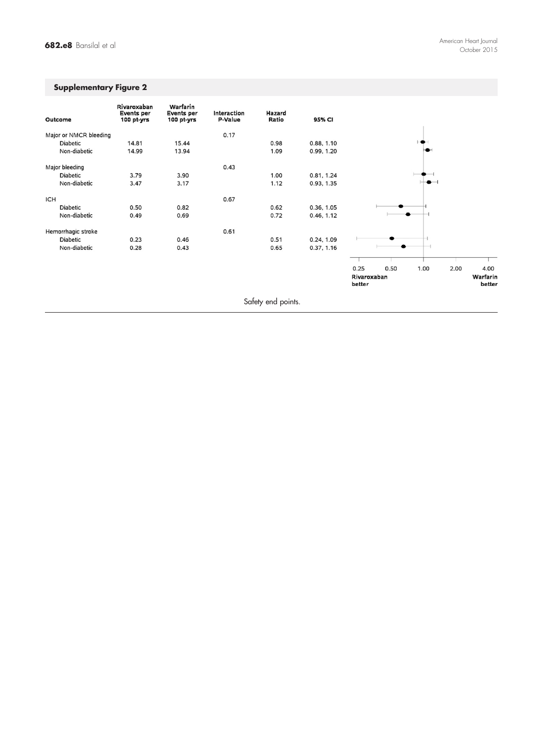## Supplementary Figure 2

| Outcome | Rivaroxaban Events per 100 pt-yrs | Warfarin Events per 100 pt-yrs | Interaction P-Value | Hazard Ratio | 95% CI |
| --- | --- | --- | --- | --- | --- |
| Major or NMCR bleeding | | | 0.17 | | |
| Diabetic | 14.81 | 15.44 | | 0.98 | 0.88, 1.10 |
| Non-diabetic | 14.99 | 13.94 | | 1.09 | 0.99, 1.20 |
| Major bleeding | | | 0.43 | | |
| Diabetic | 3.79 | 3.90 | | 1.00 | 0.81, 1.24 |
| Non-diabetic | 3.47 | 3.17 | | 1.12 | 0.93, 1.35 |
| ICH | | | 0.67 | | |
| Diabetic | 0.50 | 0.82 | | 0.62 | 0.36, 1.05 |
| Non-diabetic | 0.49 | 0.69 | | 0.72 | 0.46, 1.12 |
| Hemorrhagic stroke | | | 0.61 | | |
| Diabetic | 0.23 | 0.46 | | 0.51 | 0.24, 1.09 |
| Non-diabetic | 0.28 | 0.43 | | 0.65 | 0.37, 1.16 |

0.25 0.50 1.00 2.00 4.00

Rivaroxaban better

Warfarin better

Safety end points.